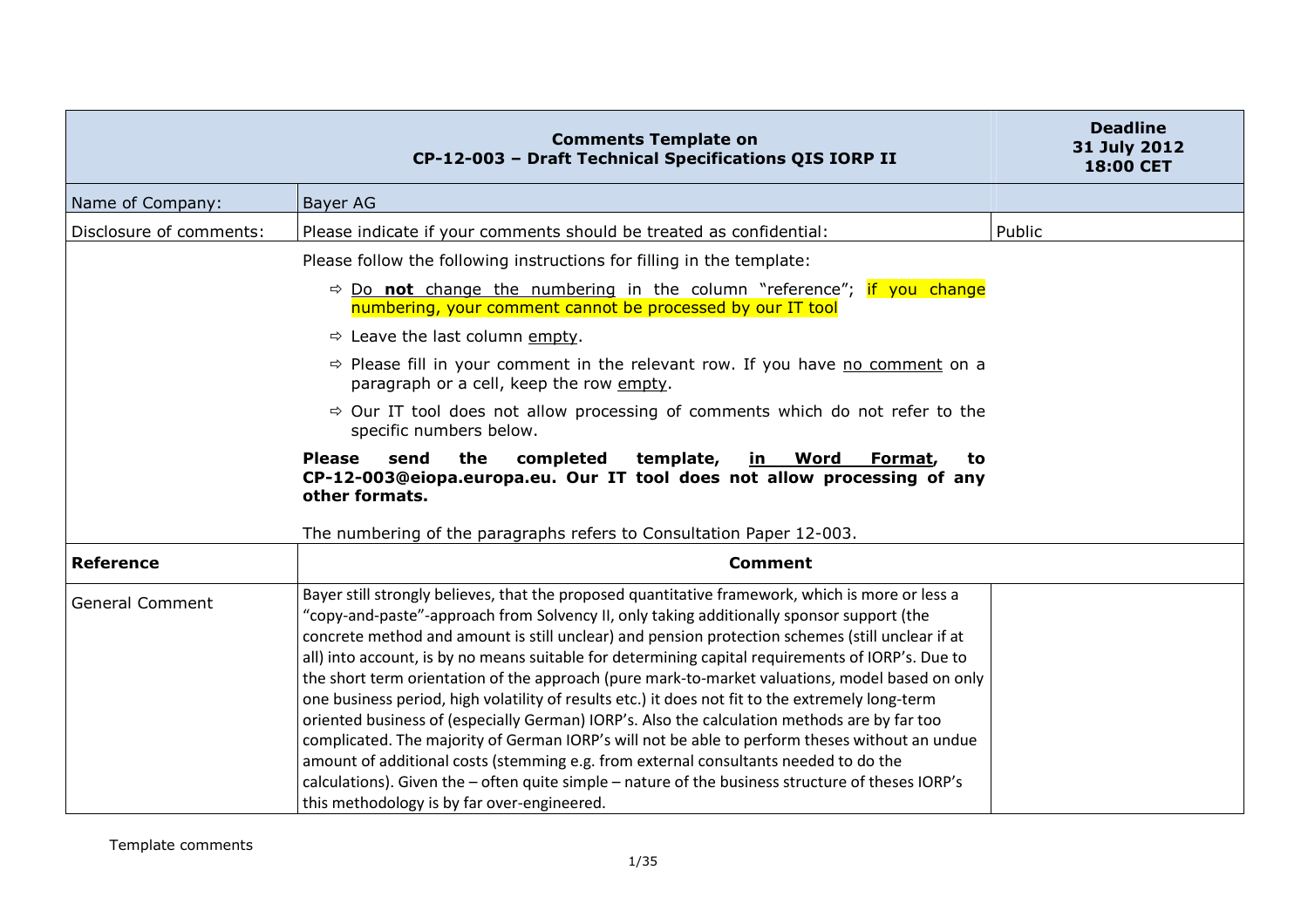| Comments Template on CP-12-003 – Draft Technical Specifications QIS IORP II | | Deadline 31 July 2012 18:00 CET |
|---|---|---|
| Name of Company: | Bayer AG | |
| Disclosure of comments: | Please indicate if your comments should be treated as confidential: | Public |
| | Please follow the following instructions for filling in the template:<br>⇨ Do **not** change the numbering in the column "reference"; if you change numbering, your comment cannot be processed by our IT tool<br>⇨ Leave the last column empty.<br>⇨ Please fill in your comment in the relevant row. If you have no comment on a paragraph or a cell, keep the row empty.<br>⇨ Our IT tool does not allow processing of comments which do not refer to the specific numbers below.<br>**Please send the completed template, in Word Format, to CP-12-003@eiopa.europa.eu. Our IT tool does not allow processing of any other formats.**<br>The numbering of the paragraphs refers to Consultation Paper 12-003. | |
| **Reference** | **Comment** | |
| General Comment | Bayer still strongly believes, that the proposed quantitative framework, which is more or less a "copy-and-paste"-approach from Solvency II, only taking additionally sponsor support (the concrete method and amount is still unclear) and pension protection schemes (still unclear if at all) into account, is by no means suitable for determining capital requirements of IORP's. Due to the short term orientation of the approach (pure mark-to-market valuations, model based on only one business period, high volatility of results etc.) it does not fit to the extremely long-term oriented business of (especially German) IORP's. Also the calculation methods are by far too complicated. The majority of German IORP's will not be able to perform theses without an undue amount of additional costs (stemming e.g. from external consultants needed to do the calculations). Given the – often quite simple – nature of the business structure of theses IORP's this methodology is by far over-engineered. | |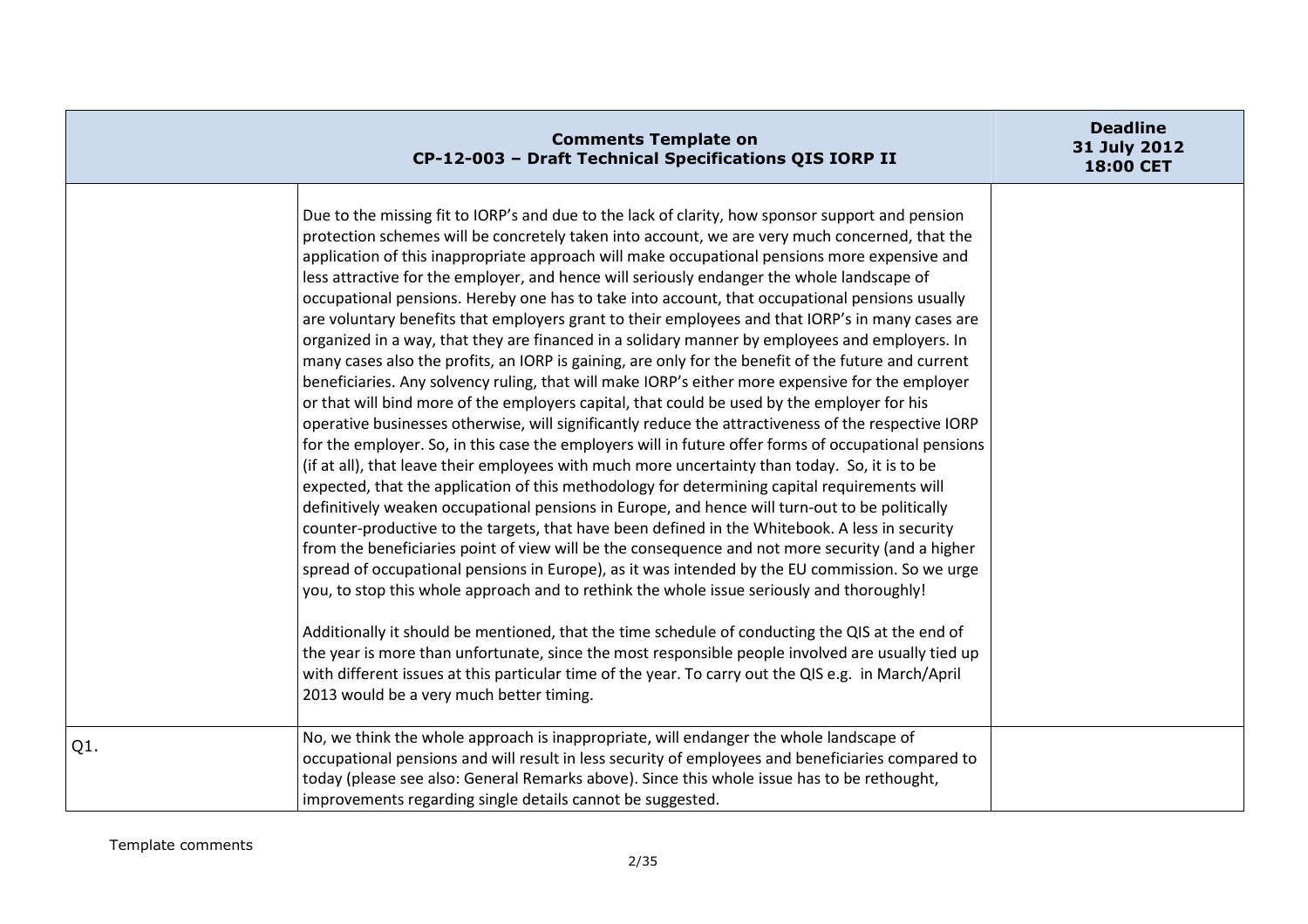| Comments Template on CP-12-003 – Draft Technical Specifications QIS IORP II | | Deadline 31 July 2012 18:00 CET |
| --- | --- | --- |
| | Due to the missing fit to IORP's and due to the lack of clarity, how sponsor support and pension protection schemes will be concretely taken into account, we are very much concerned, that the application of this inappropriate approach will make occupational pensions more expensive and less attractive for the employer, and hence will seriously endanger the whole landscape of occupational pensions. Hereby one has to take into account, that occupational pensions usually are voluntary benefits that employers grant to their employees and that IORP's in many cases are organized in a way, that they are financed in a solidary manner by employees and employers. In many cases also the profits, an IORP is gaining, are only for the benefit of the future and current beneficiaries. Any solvency ruling, that will make IORP's either more expensive for the employer or that will bind more of the employers capital, that could be used by the employer for his operative businesses otherwise, will significantly reduce the attractiveness of the respective IORP for the employer. So, in this case the employers will in future offer forms of occupational pensions (if at all), that leave their employees with much more uncertainty than today. So, it is to be expected, that the application of this methodology for determining capital requirements will definitively weaken occupational pensions in Europe, and hence will turn-out to be politically counter-productive to the targets, that have been defined in the Whitebook. A less in security from the beneficiaries point of view will be the consequence and not more security (and a higher spread of occupational pensions in Europe), as it was intended by the EU commission. So we urge you, to stop this whole approach and to rethink the whole issue seriously and thoroughly!<br><br>Additionally it should be mentioned, that the time schedule of conducting the QIS at the end of the year is more than unfortunate, since the most responsible people involved are usually tied up with different issues at this particular time of the year. To carry out the QIS e.g. in March/April 2013 would be a very much better timing. | |
| Q1. | No, we think the whole approach is inappropriate, will endanger the whole landscape of occupational pensions and will result in less security of employees and beneficiaries compared to today (please see also: General Remarks above). Since this whole issue has to be rethought, improvements regarding single details cannot be suggested. | |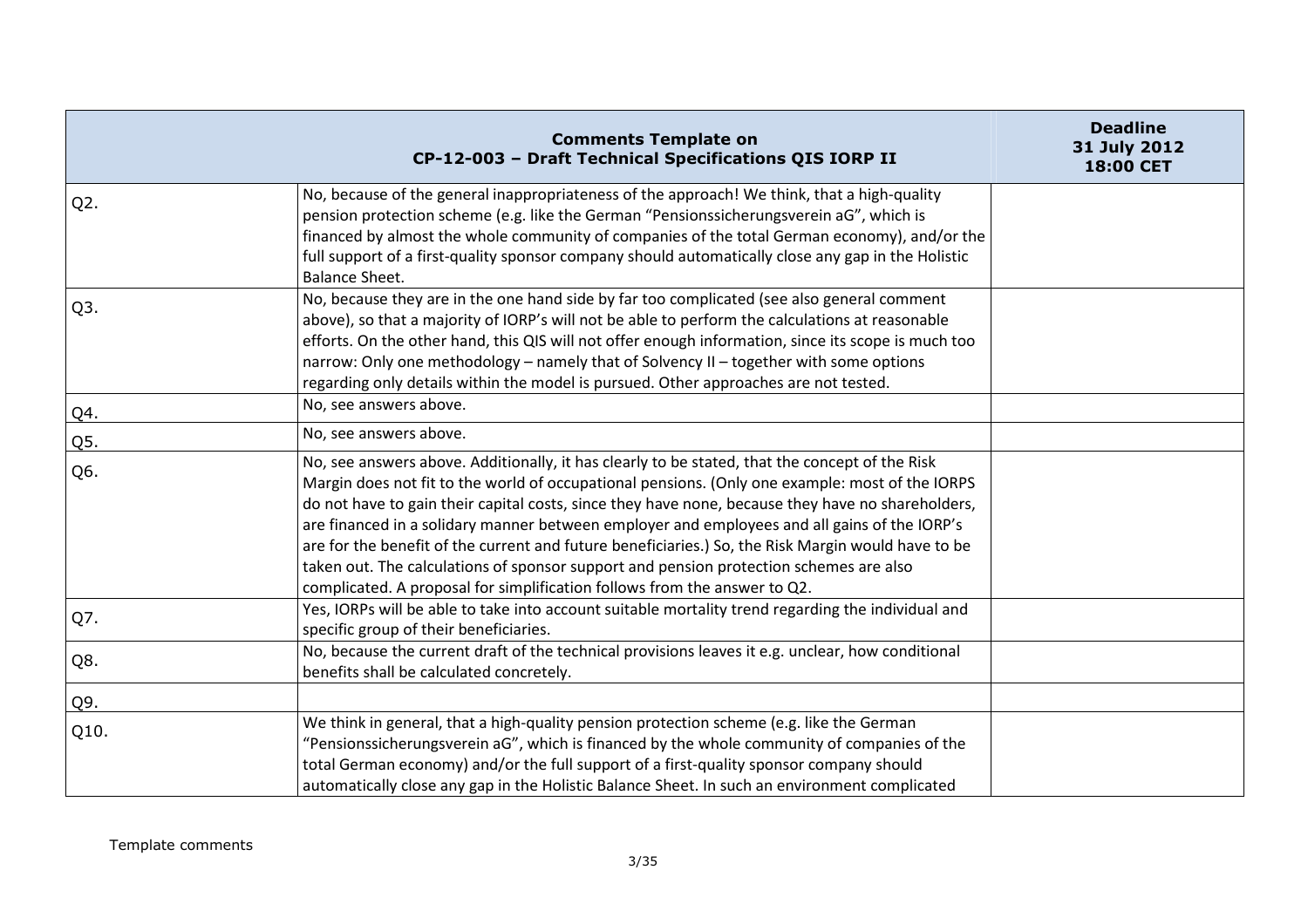| Comments Template on CP-12-003 – Draft Technical Specifications QIS IORP II | | Deadline 31 July 2012 18:00 CET |
|---|---|---|
| Q2. | No, because of the general inappropriateness of the approach! We think, that a high-quality pension protection scheme (e.g. like the German "Pensionssicherungsverein aG", which is financed by almost the whole community of companies of the total German economy), and/or the full support of a first-quality sponsor company should automatically close any gap in the Holistic Balance Sheet. | |
| Q3. | No, because they are in the one hand side by far too complicated (see also general comment above), so that a majority of IORP's will not be able to perform the calculations at reasonable efforts. On the other hand, this QIS will not offer enough information, since its scope is much too narrow: Only one methodology – namely that of Solvency II – together with some options regarding only details within the model is pursued. Other approaches are not tested. | |
| Q4. | No, see answers above. | |
| Q5. | No, see answers above. | |
| Q6. | No, see answers above. Additionally, it has clearly to be stated, that the concept of the Risk Margin does not fit to the world of occupational pensions. (Only one example: most of the IORPS do not have to gain their capital costs, since they have none, because they have no shareholders, are financed in a solidary manner between employer and employees and all gains of the IORP's are for the benefit of the current and future beneficiaries.) So, the Risk Margin would have to be taken out. The calculations of sponsor support and pension protection schemes are also complicated. A proposal for simplification follows from the answer to Q2. | |
| Q7. | Yes, IORPs will be able to take into account suitable mortality trend regarding the individual and specific group of their beneficiaries. | |
| Q8. | No, because the current draft of the technical provisions leaves it e.g. unclear, how conditional benefits shall be calculated concretely. | |
| Q9. | | |
| Q10. | We think in general, that a high-quality pension protection scheme (e.g. like the German "Pensionssicherungsverein aG", which is financed by the whole community of companies of the total German economy) and/or the full support of a first-quality sponsor company should automatically close any gap in the Holistic Balance Sheet. In such an environment complicated | |

Template comments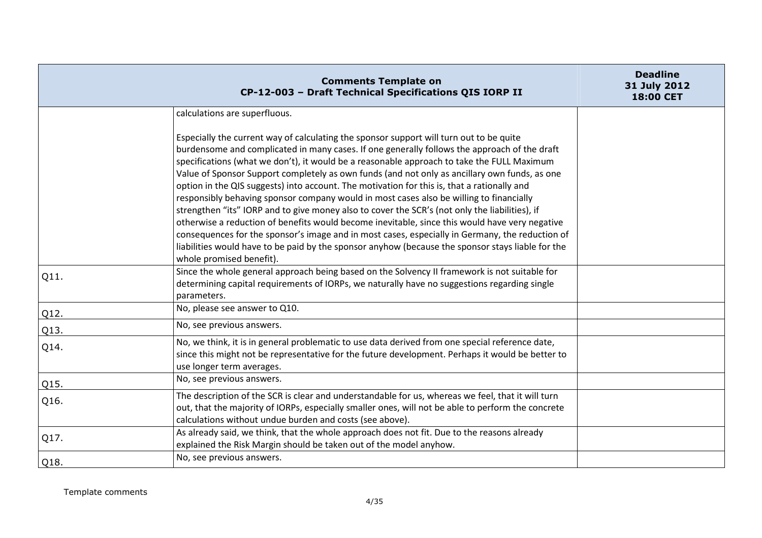| Comments Template on CP-12-003 – Draft Technical Specifications QIS IORP II | | Deadline 31 July 2012 18:00 CET |
|---|---|---|
| | calculations are superfluous.<br><br>Especially the current way of calculating the sponsor support will turn out to be quite burdensome and complicated in many cases. If one generally follows the approach of the draft specifications (what we don't), it would be a reasonable approach to take the FULL Maximum Value of Sponsor Support completely as own funds (and not only as ancillary own funds, as one option in the QIS suggests) into account. The motivation for this is, that a rationally and responsibly behaving sponsor company would in most cases also be willing to financially strengthen "its" IORP and to give money also to cover the SCR's (not only the liabilities), if otherwise a reduction of benefits would become inevitable, since this would have very negative consequences for the sponsor's image and in most cases, especially in Germany, the reduction of liabilities would have to be paid by the sponsor anyhow (because the sponsor stays liable for the whole promised benefit). | |
| Q11. | Since the whole general approach being based on the Solvency II framework is not suitable for determining capital requirements of IORPs, we naturally have no suggestions regarding single parameters. | |
| Q12. | No, please see answer to Q10. | |
| Q13. | No, see previous answers. | |
| Q14. | No, we think, it is in general problematic to use data derived from one special reference date, since this might not be representative for the future development. Perhaps it would be better to use longer term averages. | |
| Q15. | No, see previous answers. | |
| Q16. | The description of the SCR is clear and understandable for us, whereas we feel, that it will turn out, that the majority of IORPs, especially smaller ones, will not be able to perform the concrete calculations without undue burden and costs (see above). | |
| Q17. | As already said, we think, that the whole approach does not fit. Due to the reasons already explained the Risk Margin should be taken out of the model anyhow. | |
| Q18. | No, see previous answers. | |

Template comments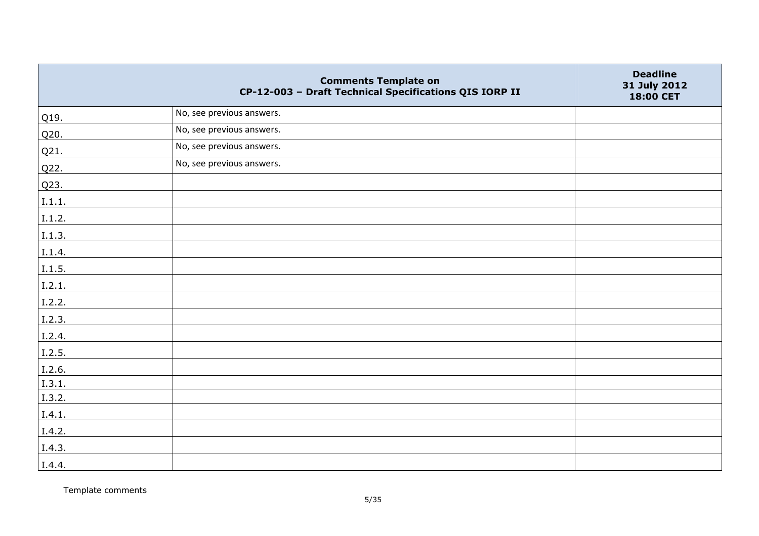| Comments Template on CP-12-003 – Draft Technical Specifications QIS IORP II | | Deadline 31 July 2012 18:00 CET |
|---|---|---|
| Q19. | No, see previous answers. | |
| Q20. | No, see previous answers. | |
| Q21. | No, see previous answers. | |
| Q22. | No, see previous answers. | |
| Q23. | | |
| I.1.1. | | |
| I.1.2. | | |
| I.1.3. | | |
| I.1.4. | | |
| I.1.5. | | |
| I.2.1. | | |
| I.2.2. | | |
| I.2.3. | | |
| I.2.4. | | |
| I.2.5. | | |
| I.2.6. | | |
| I.3.1. | | |
| I.3.2. | | |
| I.4.1. | | |
| I.4.2. | | |
| I.4.3. | | |
| I.4.4. | | |

Template comments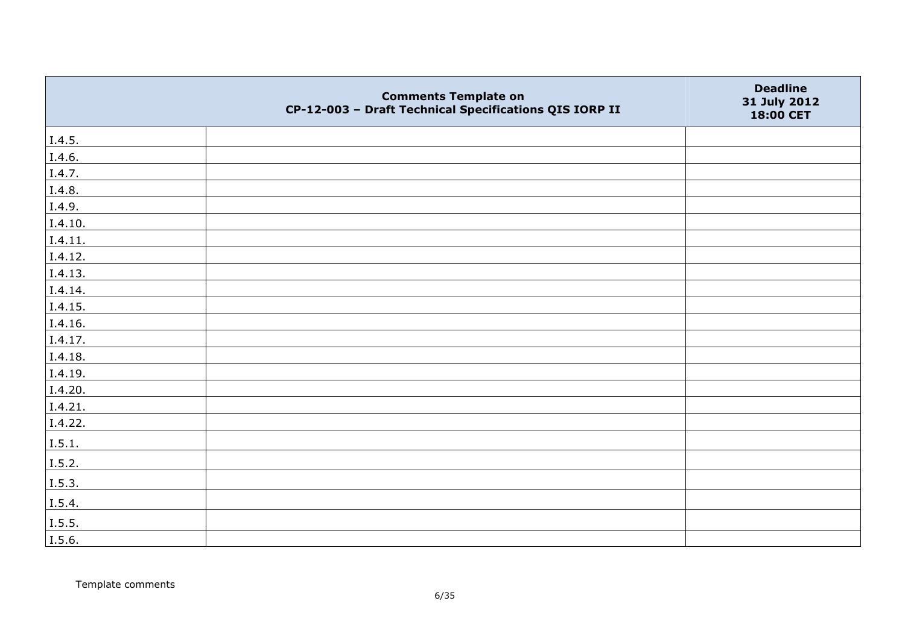| | Comments Template on CP-12-003 – Draft Technical Specifications QIS IORP II | Deadline 31 July 2012 18:00 CET |
|---|---|---|
| I.4.5. | | |
| I.4.6. | | |
| I.4.7. | | |
| I.4.8. | | |
| I.4.9. | | |
| I.4.10. | | |
| I.4.11. | | |
| I.4.12. | | |
| I.4.13. | | |
| I.4.14. | | |
| I.4.15. | | |
| I.4.16. | | |
| I.4.17. | | |
| I.4.18. | | |
| I.4.19. | | |
| I.4.20. | | |
| I.4.21. | | |
| I.4.22. | | |
| I.5.1. | | |
| I.5.2. | | |
| I.5.3. | | |
| I.5.4. | | |
| I.5.5. | | |
| I.5.6. | | |

Template comments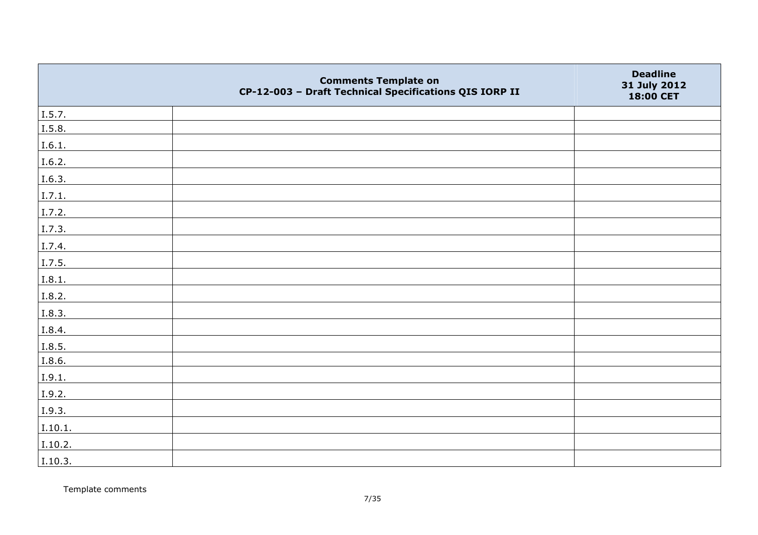| | Comments Template on CP-12-003 – Draft Technical Specifications QIS IORP II | Deadline 31 July 2012 18:00 CET |
|---|---|---|
| I.5.7. | | |
| I.5.8. | | |
| I.6.1. | | |
| I.6.2. | | |
| I.6.3. | | |
| I.7.1. | | |
| I.7.2. | | |
| I.7.3. | | |
| I.7.4. | | |
| I.7.5. | | |
| I.8.1. | | |
| I.8.2. | | |
| I.8.3. | | |
| I.8.4. | | |
| I.8.5. | | |
| I.8.6. | | |
| I.9.1. | | |
| I.9.2. | | |
| I.9.3. | | |
| I.10.1. | | |
| I.10.2. | | |
| I.10.3. | | |

Template comments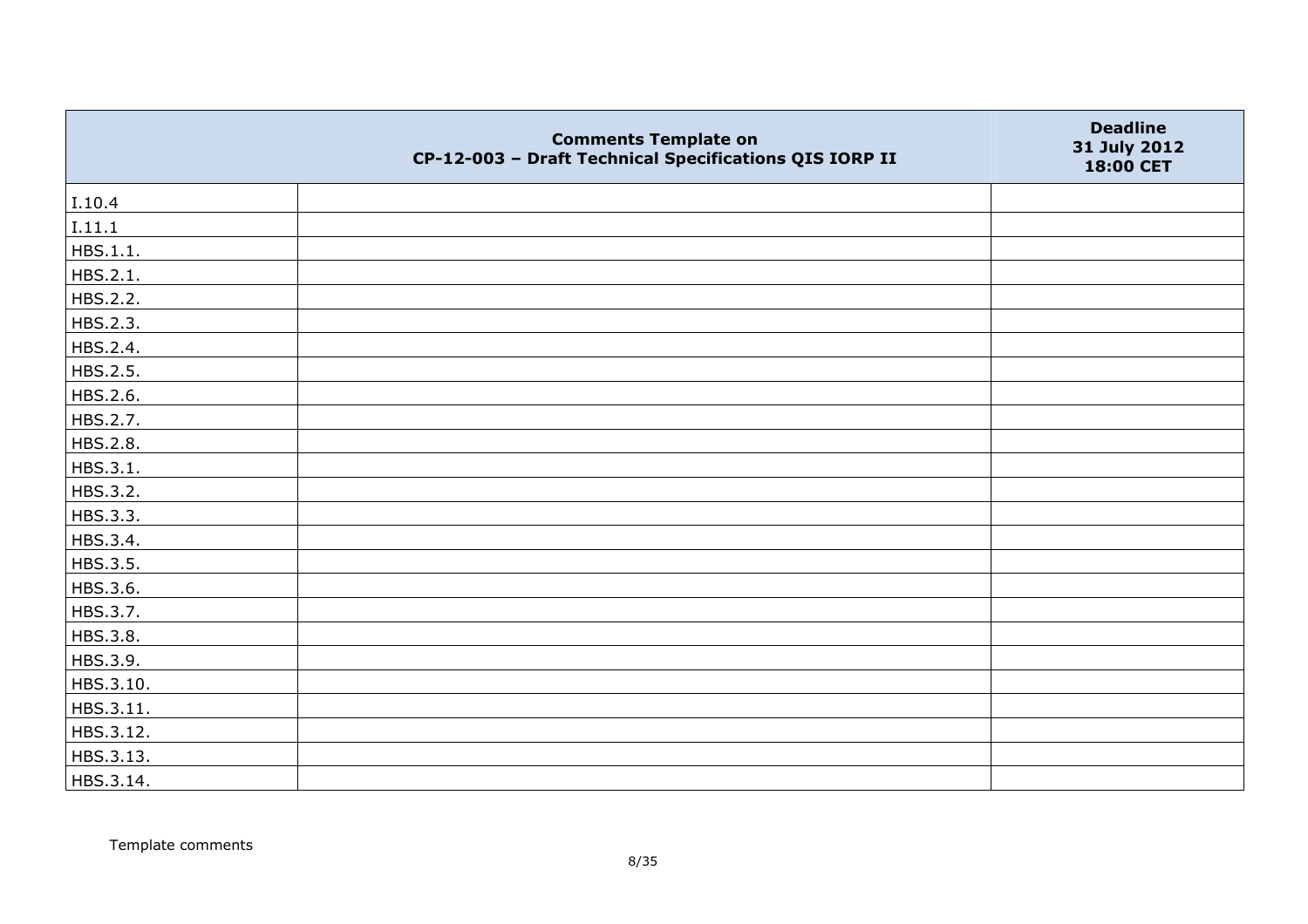| | Comments Template on CP-12-003 – Draft Technical Specifications QIS IORP II | Deadline 31 July 2012 18:00 CET |
|---|---|---|
| I.10.4 | | |
| I.11.1 | | |
| HBS.1.1. | | |
| HBS.2.1. | | |
| HBS.2.2. | | |
| HBS.2.3. | | |
| HBS.2.4. | | |
| HBS.2.5. | | |
| HBS.2.6. | | |
| HBS.2.7. | | |
| HBS.2.8. | | |
| HBS.3.1. | | |
| HBS.3.2. | | |
| HBS.3.3. | | |
| HBS.3.4. | | |
| HBS.3.5. | | |
| HBS.3.6. | | |
| HBS.3.7. | | |
| HBS.3.8. | | |
| HBS.3.9. | | |
| HBS.3.10. | | |
| HBS.3.11. | | |
| HBS.3.12. | | |
| HBS.3.13. | | |
| HBS.3.14. | | |

Template comments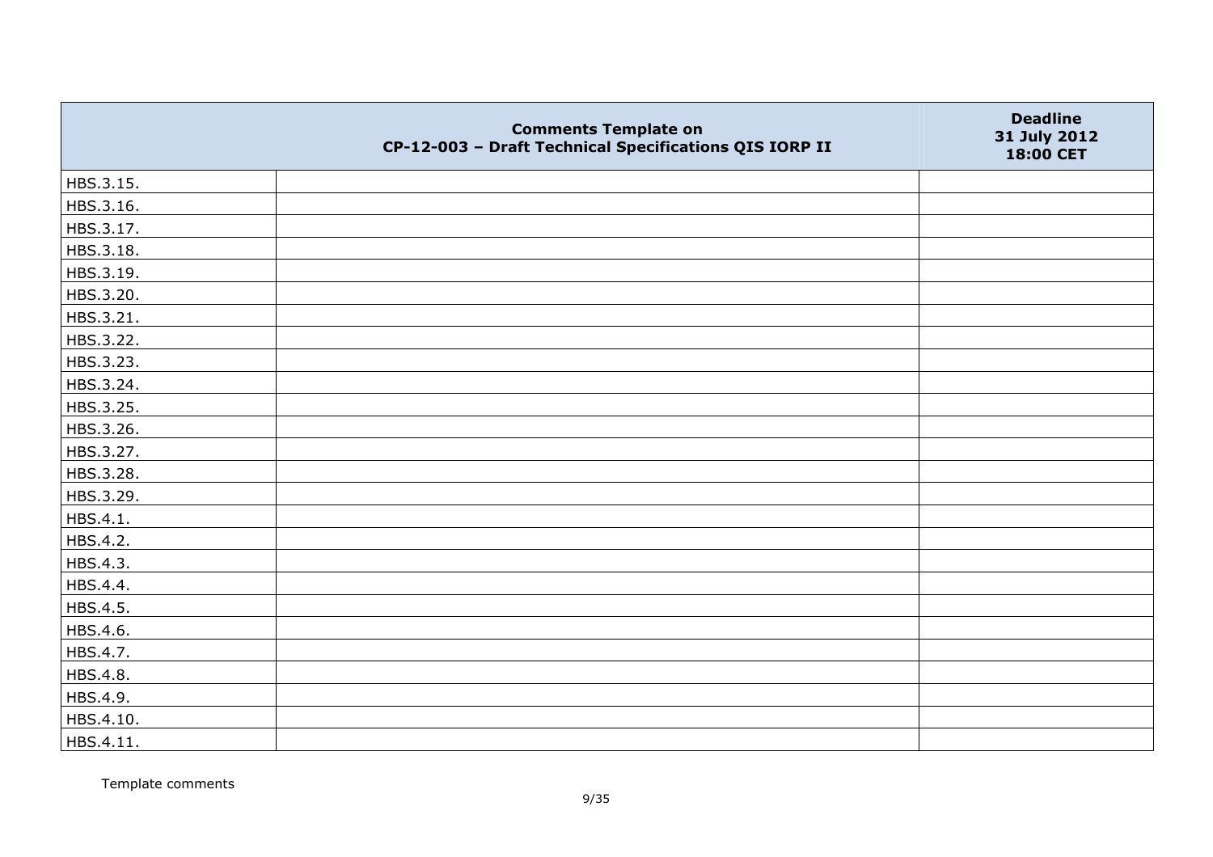| | Comments Template on CP-12-003 – Draft Technical Specifications QIS IORP II | Deadline 31 July 2012 18:00 CET |
|---|---|---|
| HBS.3.15. | | |
| HBS.3.16. | | |
| HBS.3.17. | | |
| HBS.3.18. | | |
| HBS.3.19. | | |
| HBS.3.20. | | |
| HBS.3.21. | | |
| HBS.3.22. | | |
| HBS.3.23. | | |
| HBS.3.24. | | |
| HBS.3.25. | | |
| HBS.3.26. | | |
| HBS.3.27. | | |
| HBS.3.28. | | |
| HBS.3.29. | | |
| HBS.4.1. | | |
| HBS.4.2. | | |
| HBS.4.3. | | |
| HBS.4.4. | | |
| HBS.4.5. | | |
| HBS.4.6. | | |
| HBS.4.7. | | |
| HBS.4.8. | | |
| HBS.4.9. | | |
| HBS.4.10. | | |
| HBS.4.11. | | |

Template comments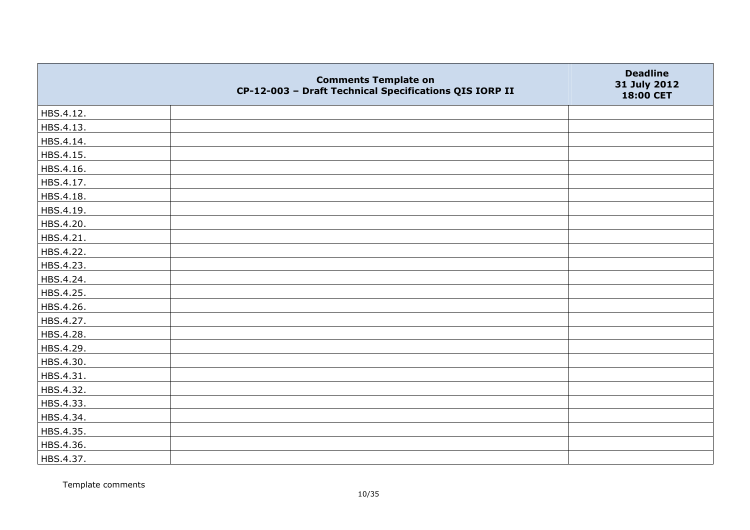| | Comments Template on CP-12-003 – Draft Technical Specifications QIS IORP II | Deadline 31 July 2012 18:00 CET |
|---|---|---|
| HBS.4.12. | | |
| HBS.4.13. | | |
| HBS.4.14. | | |
| HBS.4.15. | | |
| HBS.4.16. | | |
| HBS.4.17. | | |
| HBS.4.18. | | |
| HBS.4.19. | | |
| HBS.4.20. | | |
| HBS.4.21. | | |
| HBS.4.22. | | |
| HBS.4.23. | | |
| HBS.4.24. | | |
| HBS.4.25. | | |
| HBS.4.26. | | |
| HBS.4.27. | | |
| HBS.4.28. | | |
| HBS.4.29. | | |
| HBS.4.30. | | |
| HBS.4.31. | | |
| HBS.4.32. | | |
| HBS.4.33. | | |
| HBS.4.34. | | |
| HBS.4.35. | | |
| HBS.4.36. | | |
| HBS.4.37. | | |

Template comments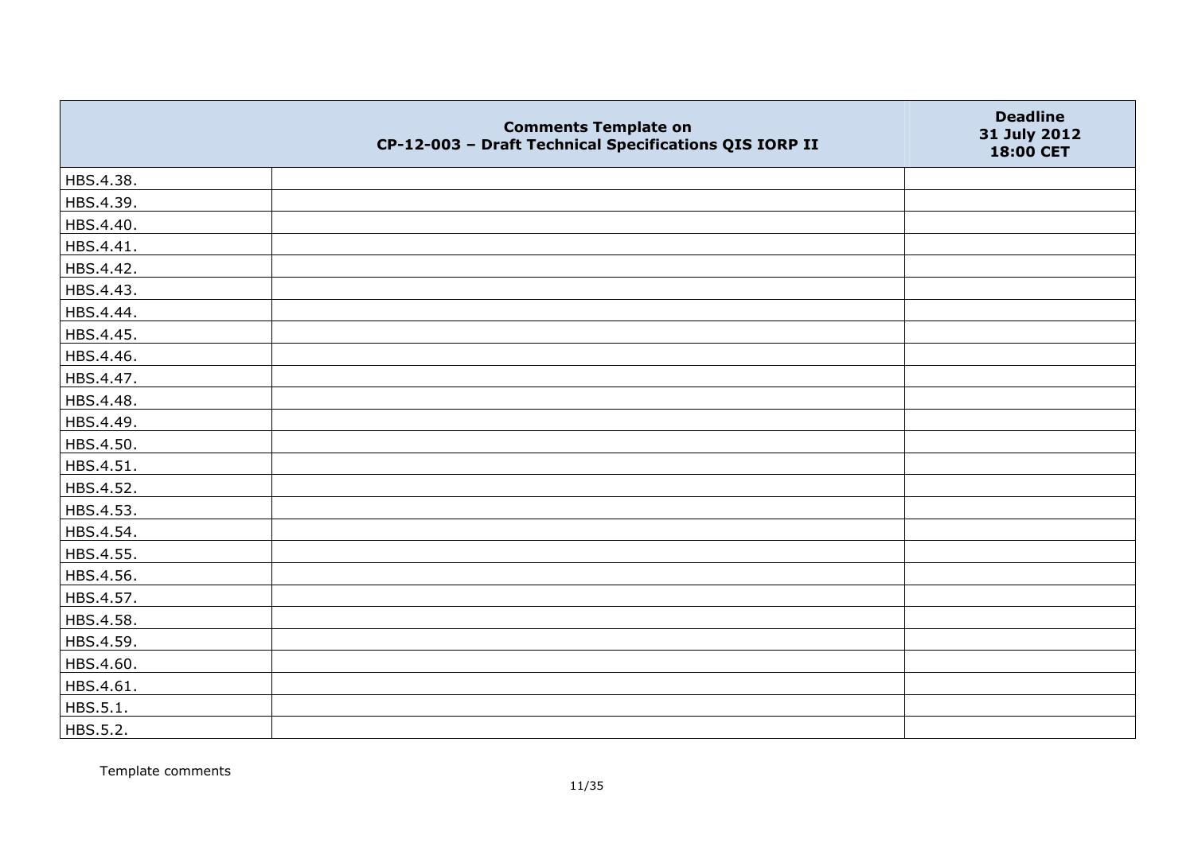| | Comments Template on CP-12-003 – Draft Technical Specifications QIS IORP II | Deadline 31 July 2012 18:00 CET |
|---|---|---|
| HBS.4.38. | | |
| HBS.4.39. | | |
| HBS.4.40. | | |
| HBS.4.41. | | |
| HBS.4.42. | | |
| HBS.4.43. | | |
| HBS.4.44. | | |
| HBS.4.45. | | |
| HBS.4.46. | | |
| HBS.4.47. | | |
| HBS.4.48. | | |
| HBS.4.49. | | |
| HBS.4.50. | | |
| HBS.4.51. | | |
| HBS.4.52. | | |
| HBS.4.53. | | |
| HBS.4.54. | | |
| HBS.4.55. | | |
| HBS.4.56. | | |
| HBS.4.57. | | |
| HBS.4.58. | | |
| HBS.4.59. | | |
| HBS.4.60. | | |
| HBS.4.61. | | |
| HBS.5.1. | | |
| HBS.5.2. | | |

Template comments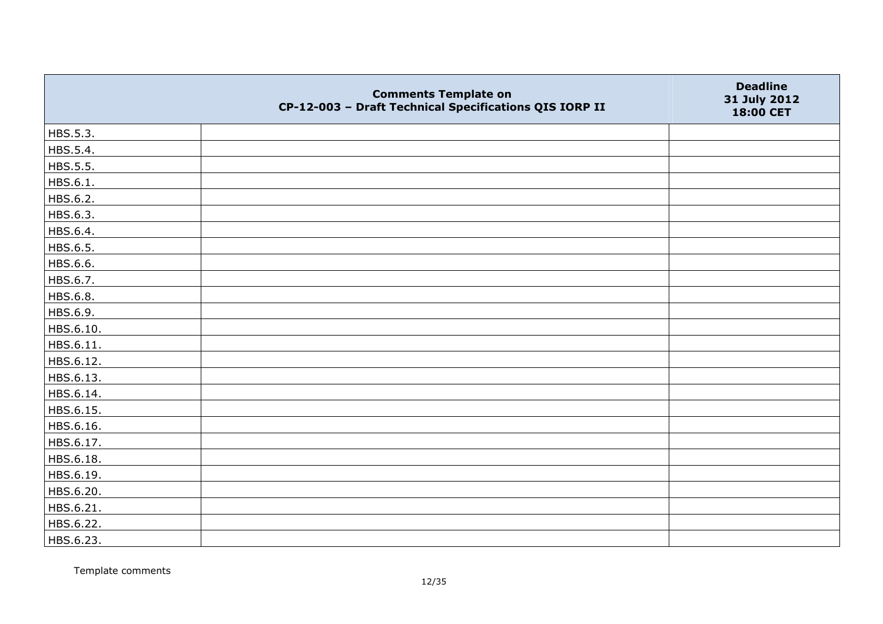|  | Comments Template on CP-12-003 – Draft Technical Specifications QIS IORP II | Deadline 31 July 2012 18:00 CET |
|---|---|---|
| HBS.5.3. |  |  |
| HBS.5.4. |  |  |
| HBS.5.5. |  |  |
| HBS.6.1. |  |  |
| HBS.6.2. |  |  |
| HBS.6.3. |  |  |
| HBS.6.4. |  |  |
| HBS.6.5. |  |  |
| HBS.6.6. |  |  |
| HBS.6.7. |  |  |
| HBS.6.8. |  |  |
| HBS.6.9. |  |  |
| HBS.6.10. |  |  |
| HBS.6.11. |  |  |
| HBS.6.12. |  |  |
| HBS.6.13. |  |  |
| HBS.6.14. |  |  |
| HBS.6.15. |  |  |
| HBS.6.16. |  |  |
| HBS.6.17. |  |  |
| HBS.6.18. |  |  |
| HBS.6.19. |  |  |
| HBS.6.20. |  |  |
| HBS.6.21. |  |  |
| HBS.6.22. |  |  |
| HBS.6.23. |  |  |

Template comments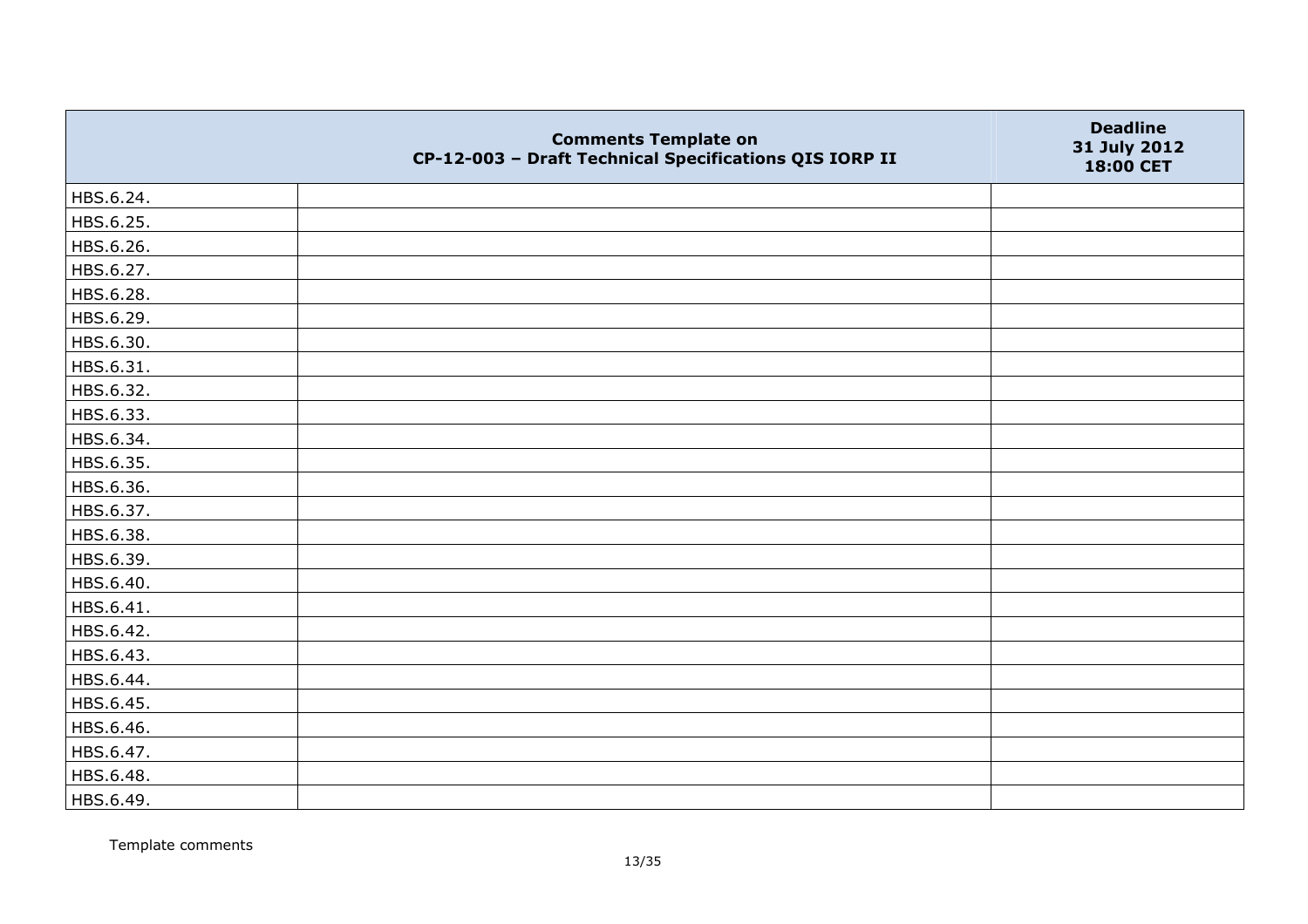| | Comments Template on CP-12-003 – Draft Technical Specifications QIS IORP II | Deadline 31 July 2012 18:00 CET |
|---|---|---|
| HBS.6.24. | | |
| HBS.6.25. | | |
| HBS.6.26. | | |
| HBS.6.27. | | |
| HBS.6.28. | | |
| HBS.6.29. | | |
| HBS.6.30. | | |
| HBS.6.31. | | |
| HBS.6.32. | | |
| HBS.6.33. | | |
| HBS.6.34. | | |
| HBS.6.35. | | |
| HBS.6.36. | | |
| HBS.6.37. | | |
| HBS.6.38. | | |
| HBS.6.39. | | |
| HBS.6.40. | | |
| HBS.6.41. | | |
| HBS.6.42. | | |
| HBS.6.43. | | |
| HBS.6.44. | | |
| HBS.6.45. | | |
| HBS.6.46. | | |
| HBS.6.47. | | |
| HBS.6.48. | | |
| HBS.6.49. | | |

Template comments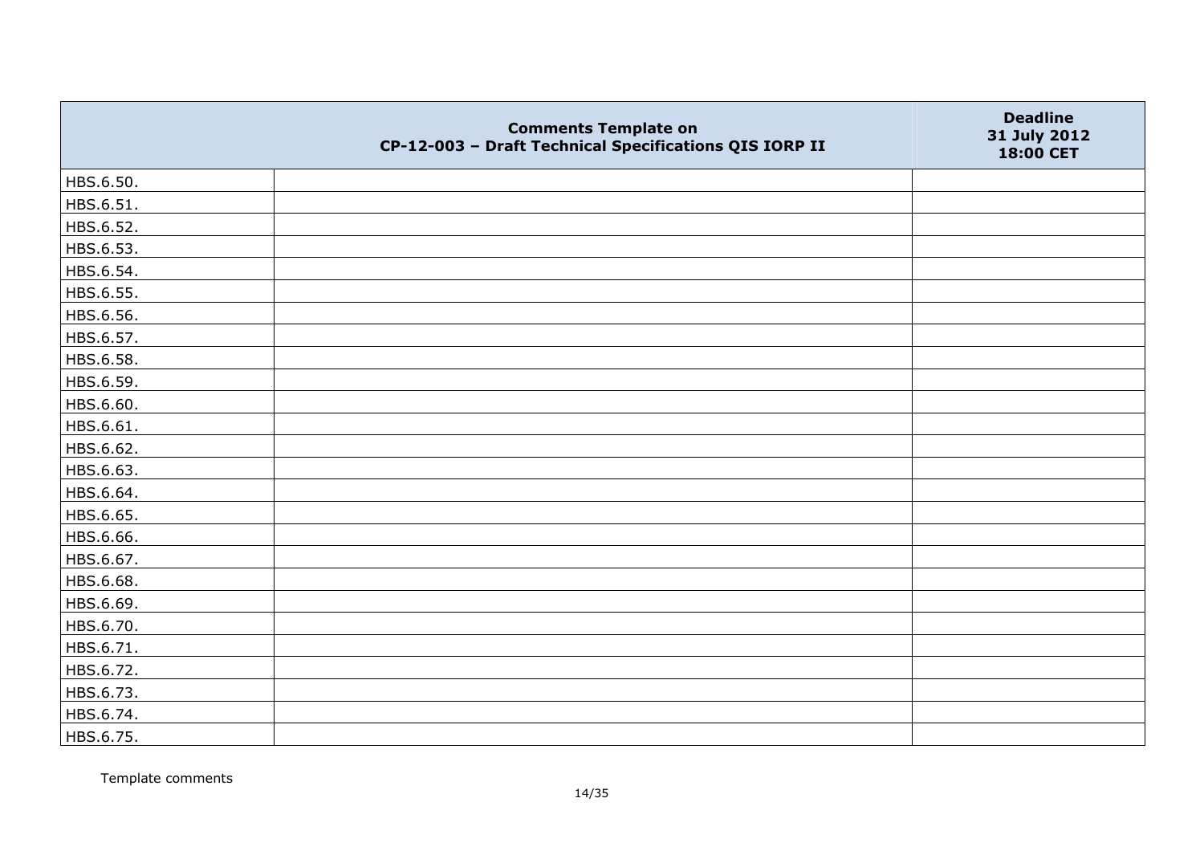| | Comments Template on CP-12-003 – Draft Technical Specifications QIS IORP II | Deadline 31 July 2012 18:00 CET |
|---|---|---|
| HBS.6.50. | | |
| HBS.6.51. | | |
| HBS.6.52. | | |
| HBS.6.53. | | |
| HBS.6.54. | | |
| HBS.6.55. | | |
| HBS.6.56. | | |
| HBS.6.57. | | |
| HBS.6.58. | | |
| HBS.6.59. | | |
| HBS.6.60. | | |
| HBS.6.61. | | |
| HBS.6.62. | | |
| HBS.6.63. | | |
| HBS.6.64. | | |
| HBS.6.65. | | |
| HBS.6.66. | | |
| HBS.6.67. | | |
| HBS.6.68. | | |
| HBS.6.69. | | |
| HBS.6.70. | | |
| HBS.6.71. | | |
| HBS.6.72. | | |
| HBS.6.73. | | |
| HBS.6.74. | | |
| HBS.6.75. | | |

Template comments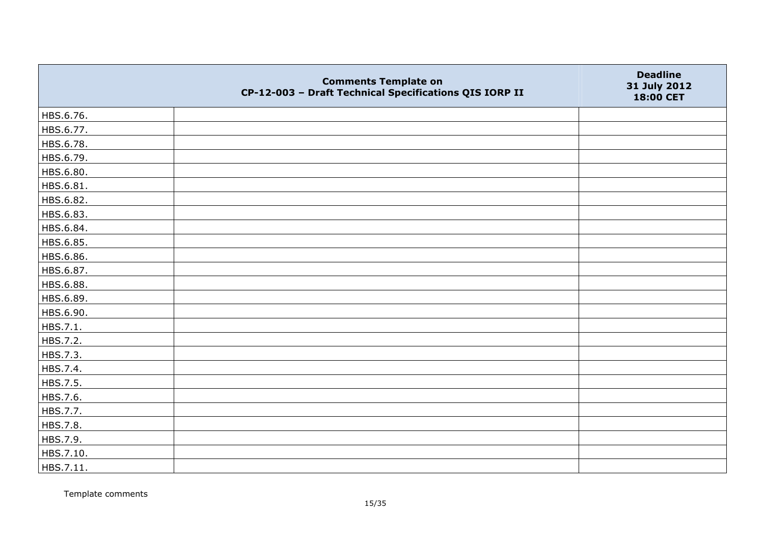| | Comments Template on CP-12-003 – Draft Technical Specifications QIS IORP II | Deadline 31 July 2012 18:00 CET |
|---|---|---|
| HBS.6.76. | | |
| HBS.6.77. | | |
| HBS.6.78. | | |
| HBS.6.79. | | |
| HBS.6.80. | | |
| HBS.6.81. | | |
| HBS.6.82. | | |
| HBS.6.83. | | |
| HBS.6.84. | | |
| HBS.6.85. | | |
| HBS.6.86. | | |
| HBS.6.87. | | |
| HBS.6.88. | | |
| HBS.6.89. | | |
| HBS.6.90. | | |
| HBS.7.1. | | |
| HBS.7.2. | | |
| HBS.7.3. | | |
| HBS.7.4. | | |
| HBS.7.5. | | |
| HBS.7.6. | | |
| HBS.7.7. | | |
| HBS.7.8. | | |
| HBS.7.9. | | |
| HBS.7.10. | | |
| HBS.7.11. | | |

Template comments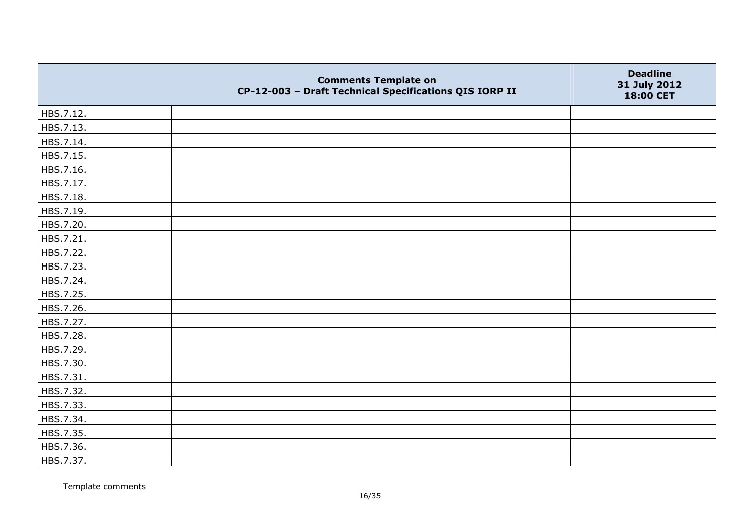| | Comments Template on CP-12-003 – Draft Technical Specifications QIS IORP II | Deadline 31 July 2012 18:00 CET |
|---|---|---|
| HBS.7.12. | | |
| HBS.7.13. | | |
| HBS.7.14. | | |
| HBS.7.15. | | |
| HBS.7.16. | | |
| HBS.7.17. | | |
| HBS.7.18. | | |
| HBS.7.19. | | |
| HBS.7.20. | | |
| HBS.7.21. | | |
| HBS.7.22. | | |
| HBS.7.23. | | |
| HBS.7.24. | | |
| HBS.7.25. | | |
| HBS.7.26. | | |
| HBS.7.27. | | |
| HBS.7.28. | | |
| HBS.7.29. | | |
| HBS.7.30. | | |
| HBS.7.31. | | |
| HBS.7.32. | | |
| HBS.7.33. | | |
| HBS.7.34. | | |
| HBS.7.35. | | |
| HBS.7.36. | | |
| HBS.7.37. | | |

Template comments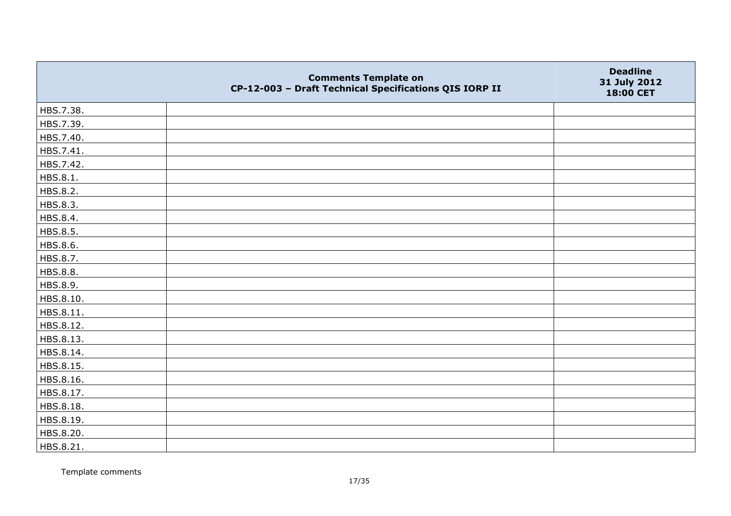| | Comments Template on CP-12-003 – Draft Technical Specifications QIS IORP II | Deadline 31 July 2012 18:00 CET |
|---|---|---|
| HBS.7.38. | | |
| HBS.7.39. | | |
| HBS.7.40. | | |
| HBS.7.41. | | |
| HBS.7.42. | | |
| HBS.8.1. | | |
| HBS.8.2. | | |
| HBS.8.3. | | |
| HBS.8.4. | | |
| HBS.8.5. | | |
| HBS.8.6. | | |
| HBS.8.7. | | |
| HBS.8.8. | | |
| HBS.8.9. | | |
| HBS.8.10. | | |
| HBS.8.11. | | |
| HBS.8.12. | | |
| HBS.8.13. | | |
| HBS.8.14. | | |
| HBS.8.15. | | |
| HBS.8.16. | | |
| HBS.8.17. | | |
| HBS.8.18. | | |
| HBS.8.19. | | |
| HBS.8.20. | | |
| HBS.8.21. | | |

Template comments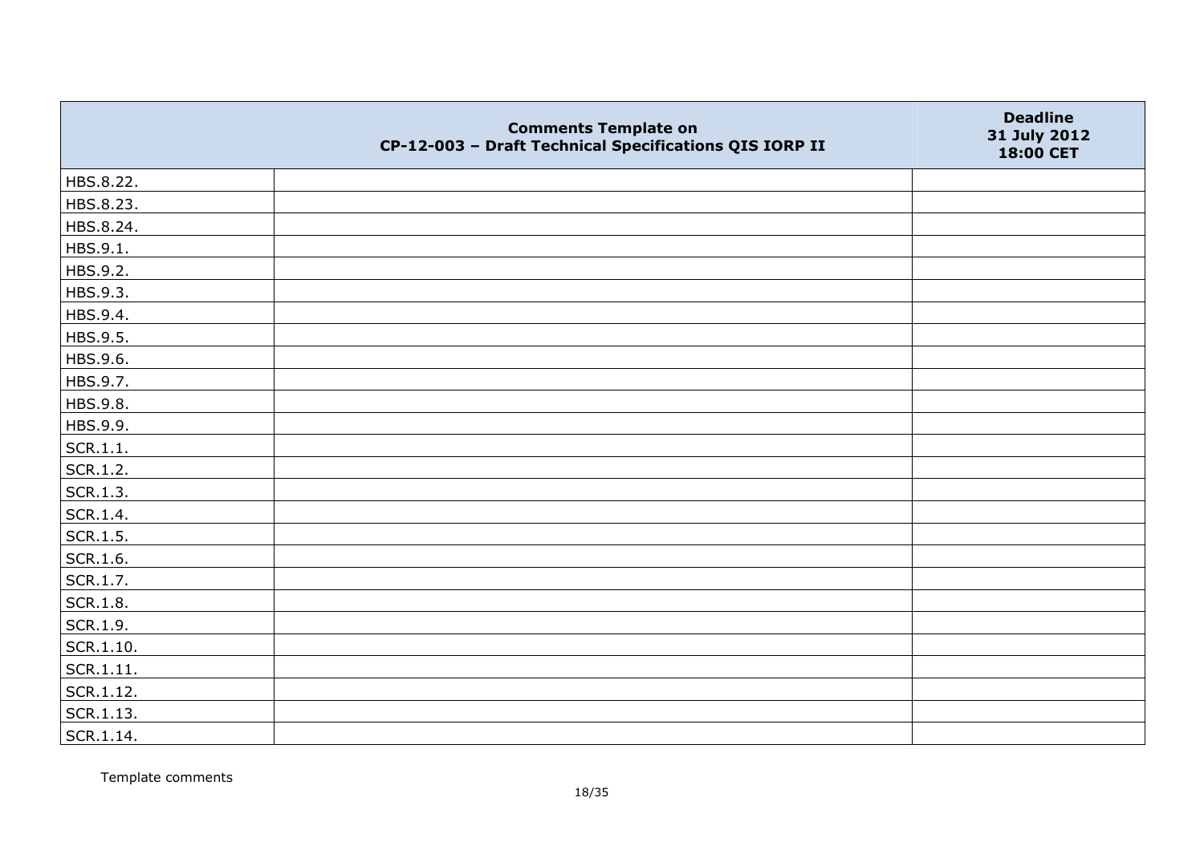| | Comments Template on CP-12-003 – Draft Technical Specifications QIS IORP II | Deadline 31 July 2012 18:00 CET |
|---|---|---|
| HBS.8.22. | | |
| HBS.8.23. | | |
| HBS.8.24. | | |
| HBS.9.1. | | |
| HBS.9.2. | | |
| HBS.9.3. | | |
| HBS.9.4. | | |
| HBS.9.5. | | |
| HBS.9.6. | | |
| HBS.9.7. | | |
| HBS.9.8. | | |
| HBS.9.9. | | |
| SCR.1.1. | | |
| SCR.1.2. | | |
| SCR.1.3. | | |
| SCR.1.4. | | |
| SCR.1.5. | | |
| SCR.1.6. | | |
| SCR.1.7. | | |
| SCR.1.8. | | |
| SCR.1.9. | | |
| SCR.1.10. | | |
| SCR.1.11. | | |
| SCR.1.12. | | |
| SCR.1.13. | | |
| SCR.1.14. | | |

Template comments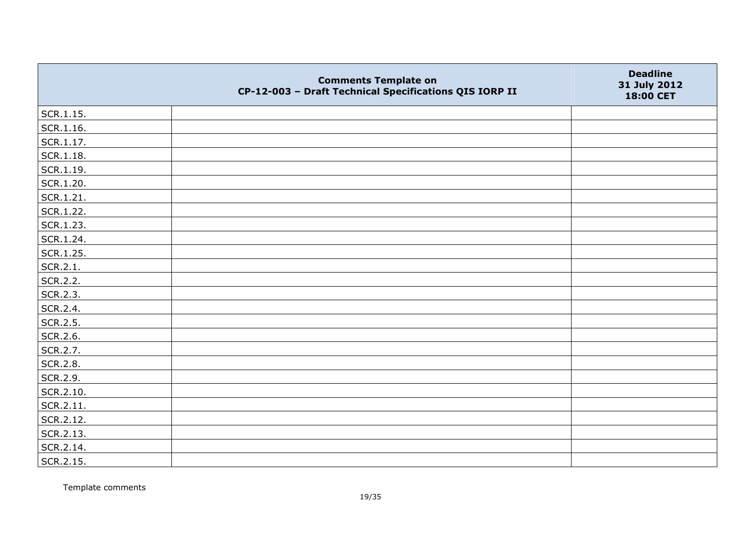|  | Comments Template on CP-12-003 – Draft Technical Specifications QIS IORP II | Deadline 31 July 2012 18:00 CET |
|---|---|---|
| SCR.1.15. |  |  |
| SCR.1.16. |  |  |
| SCR.1.17. |  |  |
| SCR.1.18. |  |  |
| SCR.1.19. |  |  |
| SCR.1.20. |  |  |
| SCR.1.21. |  |  |
| SCR.1.22. |  |  |
| SCR.1.23. |  |  |
| SCR.1.24. |  |  |
| SCR.1.25. |  |  |
| SCR.2.1. |  |  |
| SCR.2.2. |  |  |
| SCR.2.3. |  |  |
| SCR.2.4. |  |  |
| SCR.2.5. |  |  |
| SCR.2.6. |  |  |
| SCR.2.7. |  |  |
| SCR.2.8. |  |  |
| SCR.2.9. |  |  |
| SCR.2.10. |  |  |
| SCR.2.11. |  |  |
| SCR.2.12. |  |  |
| SCR.2.13. |  |  |
| SCR.2.14. |  |  |
| SCR.2.15. |  |  |

Template comments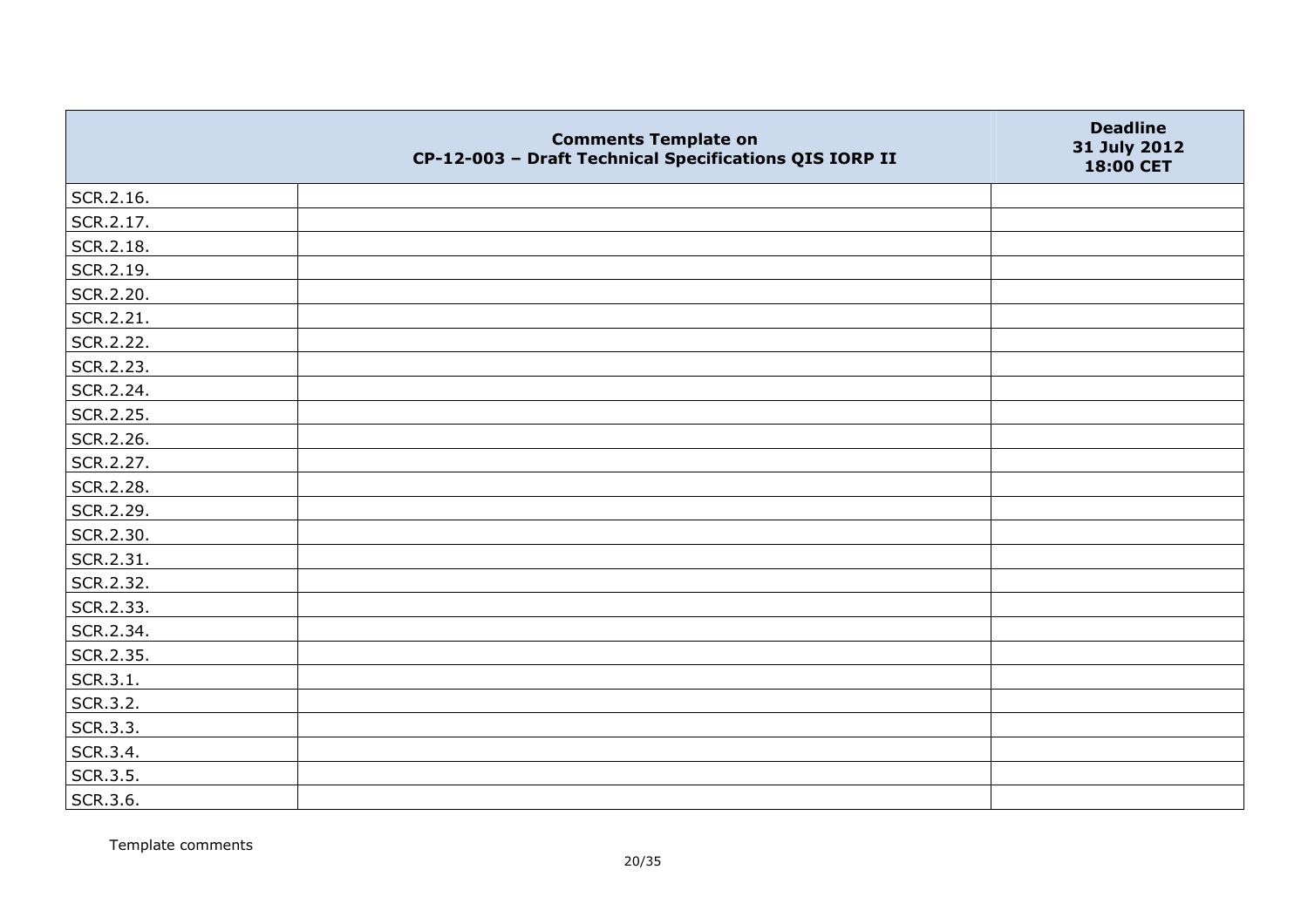|  | Comments Template on CP-12-003 – Draft Technical Specifications QIS IORP II | Deadline 31 July 2012 18:00 CET |
|---|---|---|
| SCR.2.16. |  |  |
| SCR.2.17. |  |  |
| SCR.2.18. |  |  |
| SCR.2.19. |  |  |
| SCR.2.20. |  |  |
| SCR.2.21. |  |  |
| SCR.2.22. |  |  |
| SCR.2.23. |  |  |
| SCR.2.24. |  |  |
| SCR.2.25. |  |  |
| SCR.2.26. |  |  |
| SCR.2.27. |  |  |
| SCR.2.28. |  |  |
| SCR.2.29. |  |  |
| SCR.2.30. |  |  |
| SCR.2.31. |  |  |
| SCR.2.32. |  |  |
| SCR.2.33. |  |  |
| SCR.2.34. |  |  |
| SCR.2.35. |  |  |
| SCR.3.1. |  |  |
| SCR.3.2. |  |  |
| SCR.3.3. |  |  |
| SCR.3.4. |  |  |
| SCR.3.5. |  |  |
| SCR.3.6. |  |  |

Template comments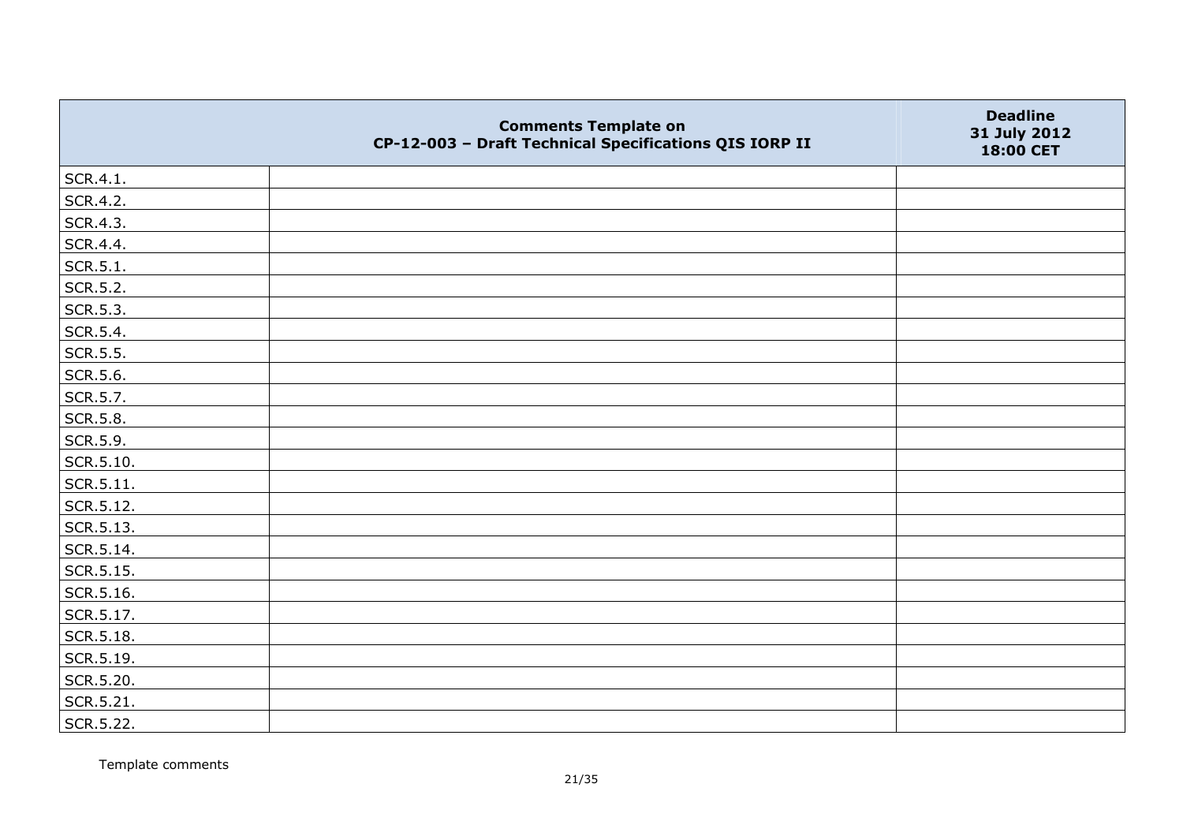| | Comments Template on CP-12-003 – Draft Technical Specifications QIS IORP II | Deadline 31 July 2012 18:00 CET |
|---|---|---|
| SCR.4.1. | | |
| SCR.4.2. | | |
| SCR.4.3. | | |
| SCR.4.4. | | |
| SCR.5.1. | | |
| SCR.5.2. | | |
| SCR.5.3. | | |
| SCR.5.4. | | |
| SCR.5.5. | | |
| SCR.5.6. | | |
| SCR.5.7. | | |
| SCR.5.8. | | |
| SCR.5.9. | | |
| SCR.5.10. | | |
| SCR.5.11. | | |
| SCR.5.12. | | |
| SCR.5.13. | | |
| SCR.5.14. | | |
| SCR.5.15. | | |
| SCR.5.16. | | |
| SCR.5.17. | | |
| SCR.5.18. | | |
| SCR.5.19. | | |
| SCR.5.20. | | |
| SCR.5.21. | | |
| SCR.5.22. | | |

Template comments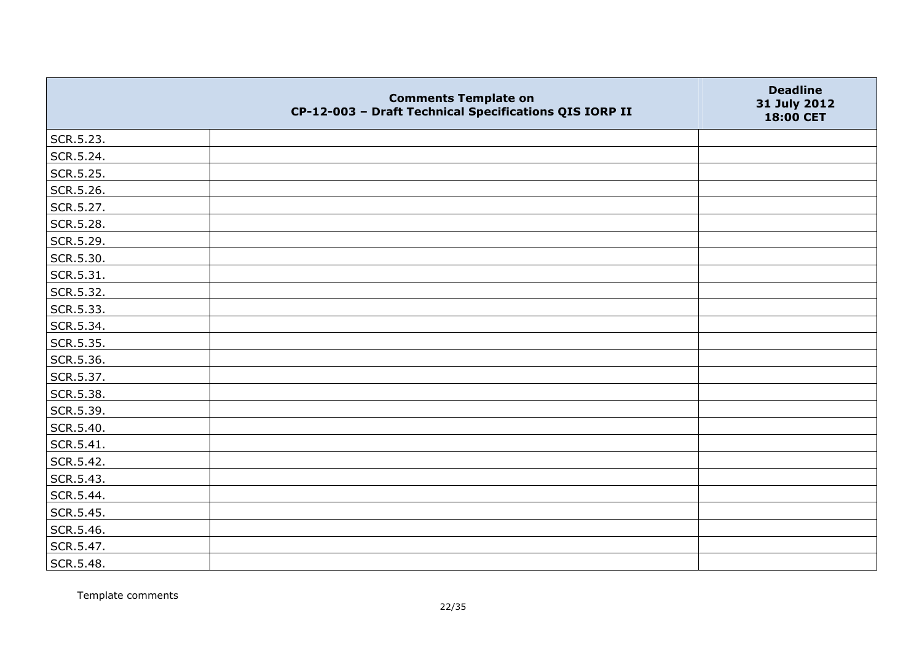| | Comments Template on CP-12-003 – Draft Technical Specifications QIS IORP II | Deadline 31 July 2012 18:00 CET |
|---|---|---|
| SCR.5.23. | | |
| SCR.5.24. | | |
| SCR.5.25. | | |
| SCR.5.26. | | |
| SCR.5.27. | | |
| SCR.5.28. | | |
| SCR.5.29. | | |
| SCR.5.30. | | |
| SCR.5.31. | | |
| SCR.5.32. | | |
| SCR.5.33. | | |
| SCR.5.34. | | |
| SCR.5.35. | | |
| SCR.5.36. | | |
| SCR.5.37. | | |
| SCR.5.38. | | |
| SCR.5.39. | | |
| SCR.5.40. | | |
| SCR.5.41. | | |
| SCR.5.42. | | |
| SCR.5.43. | | |
| SCR.5.44. | | |
| SCR.5.45. | | |
| SCR.5.46. | | |
| SCR.5.47. | | |
| SCR.5.48. | | |

Template comments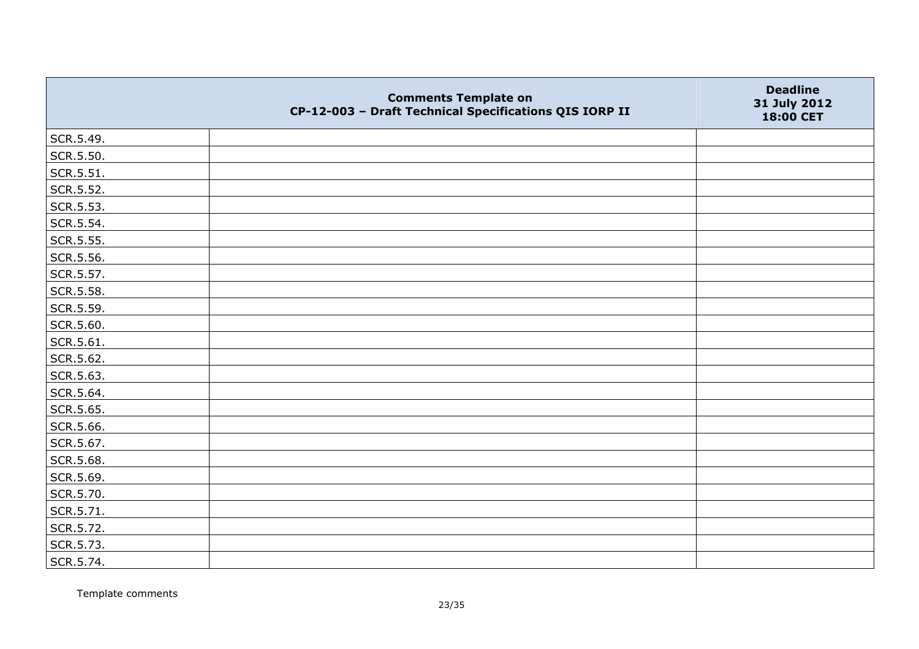| | Comments Template on CP-12-003 – Draft Technical Specifications QIS IORP II | Deadline 31 July 2012 18:00 CET |
|---|---|---|
| SCR.5.49. | | |
| SCR.5.50. | | |
| SCR.5.51. | | |
| SCR.5.52. | | |
| SCR.5.53. | | |
| SCR.5.54. | | |
| SCR.5.55. | | |
| SCR.5.56. | | |
| SCR.5.57. | | |
| SCR.5.58. | | |
| SCR.5.59. | | |
| SCR.5.60. | | |
| SCR.5.61. | | |
| SCR.5.62. | | |
| SCR.5.63. | | |
| SCR.5.64. | | |
| SCR.5.65. | | |
| SCR.5.66. | | |
| SCR.5.67. | | |
| SCR.5.68. | | |
| SCR.5.69. | | |
| SCR.5.70. | | |
| SCR.5.71. | | |
| SCR.5.72. | | |
| SCR.5.73. | | |
| SCR.5.74. | | |

Template comments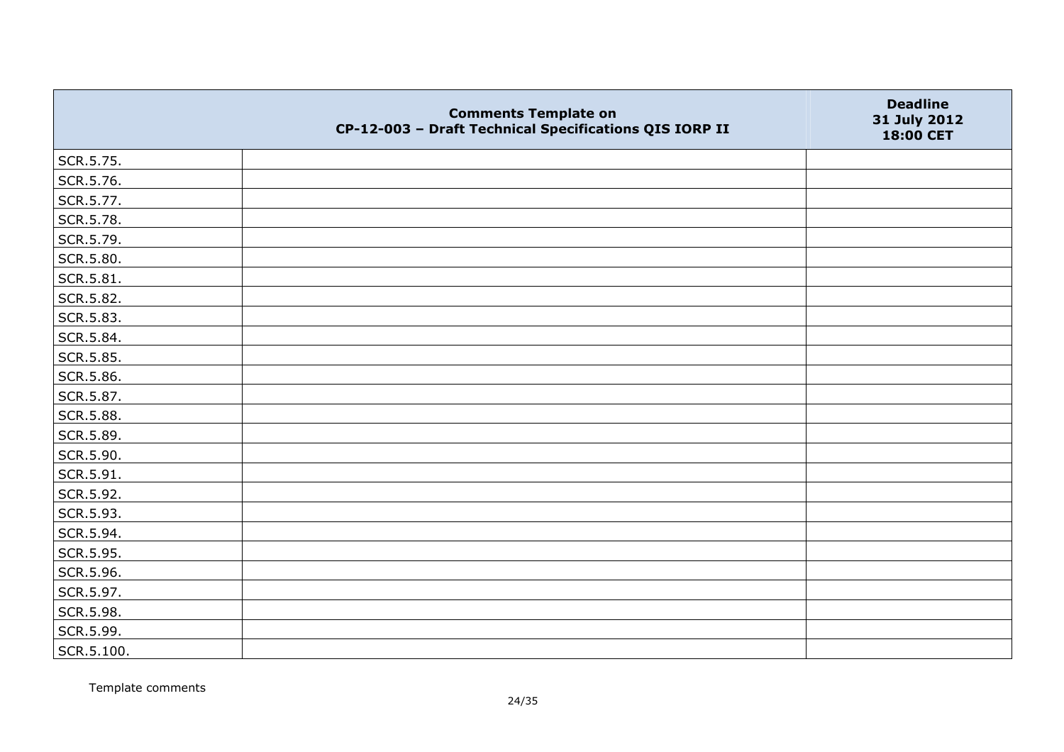| | Comments Template on CP-12-003 – Draft Technical Specifications QIS IORP II | Deadline 31 July 2012 18:00 CET |
|---|---|---|
| SCR.5.75. | | |
| SCR.5.76. | | |
| SCR.5.77. | | |
| SCR.5.78. | | |
| SCR.5.79. | | |
| SCR.5.80. | | |
| SCR.5.81. | | |
| SCR.5.82. | | |
| SCR.5.83. | | |
| SCR.5.84. | | |
| SCR.5.85. | | |
| SCR.5.86. | | |
| SCR.5.87. | | |
| SCR.5.88. | | |
| SCR.5.89. | | |
| SCR.5.90. | | |
| SCR.5.91. | | |
| SCR.5.92. | | |
| SCR.5.93. | | |
| SCR.5.94. | | |
| SCR.5.95. | | |
| SCR.5.96. | | |
| SCR.5.97. | | |
| SCR.5.98. | | |
| SCR.5.99. | | |
| SCR.5.100. | | |

Template comments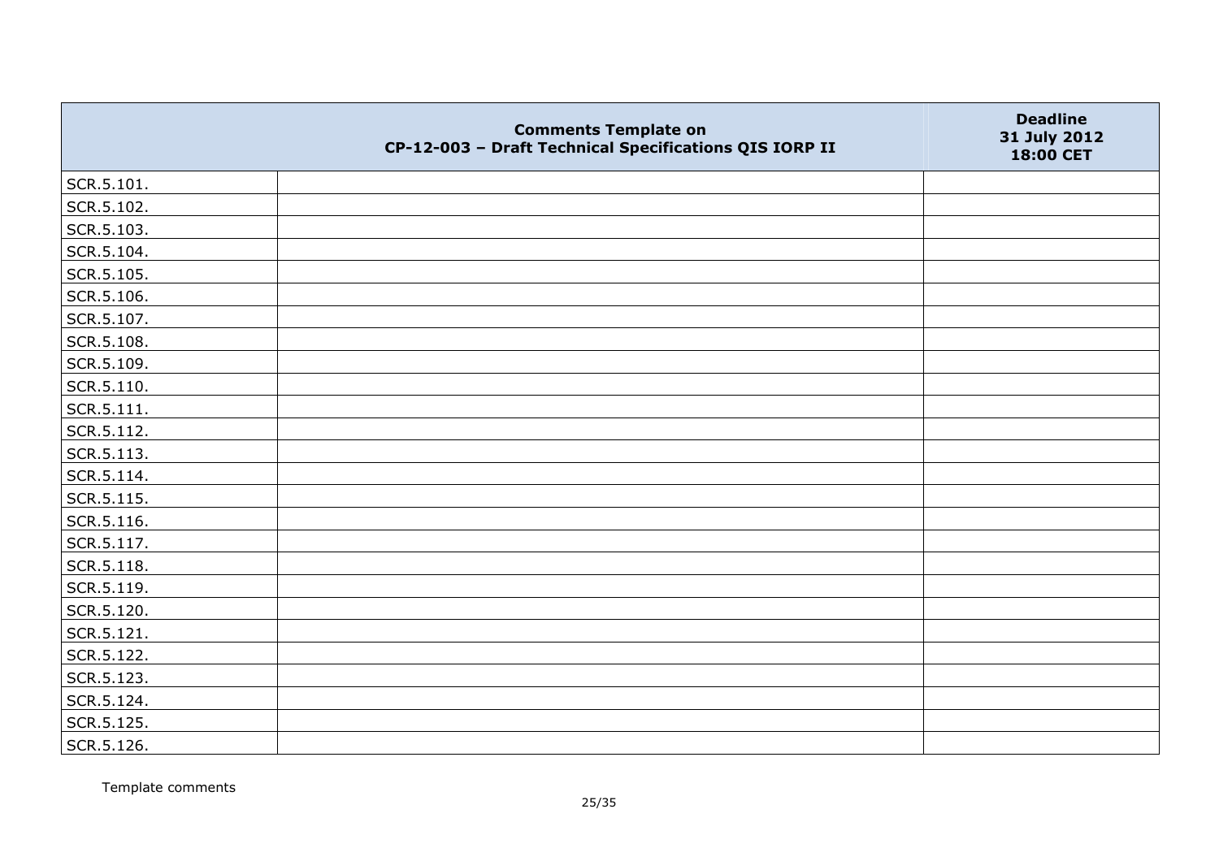| | Comments Template on CP-12-003 – Draft Technical Specifications QIS IORP II | Deadline 31 July 2012 18:00 CET |
|---|---|---|
| SCR.5.101. | | |
| SCR.5.102. | | |
| SCR.5.103. | | |
| SCR.5.104. | | |
| SCR.5.105. | | |
| SCR.5.106. | | |
| SCR.5.107. | | |
| SCR.5.108. | | |
| SCR.5.109. | | |
| SCR.5.110. | | |
| SCR.5.111. | | |
| SCR.5.112. | | |
| SCR.5.113. | | |
| SCR.5.114. | | |
| SCR.5.115. | | |
| SCR.5.116. | | |
| SCR.5.117. | | |
| SCR.5.118. | | |
| SCR.5.119. | | |
| SCR.5.120. | | |
| SCR.5.121. | | |
| SCR.5.122. | | |
| SCR.5.123. | | |
| SCR.5.124. | | |
| SCR.5.125. | | |
| SCR.5.126. | | |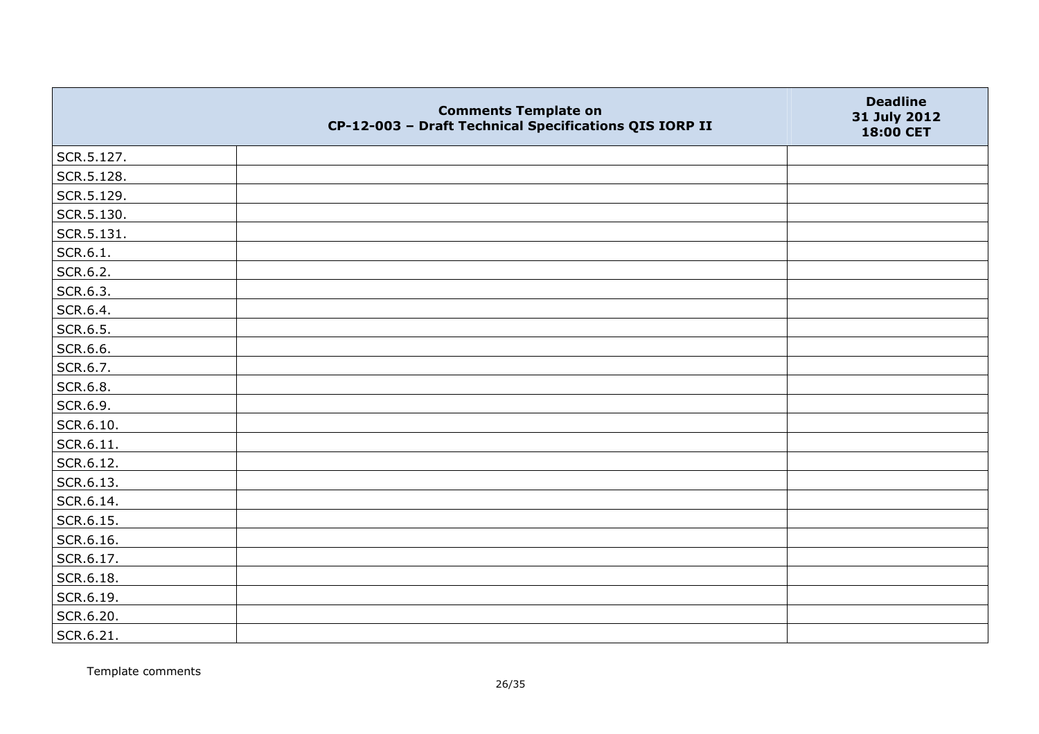| | Comments Template on CP-12-003 – Draft Technical Specifications QIS IORP II | Deadline 31 July 2012 18:00 CET |
|---|---|---|
| SCR.5.127. | | |
| SCR.5.128. | | |
| SCR.5.129. | | |
| SCR.5.130. | | |
| SCR.5.131. | | |
| SCR.6.1. | | |
| SCR.6.2. | | |
| SCR.6.3. | | |
| SCR.6.4. | | |
| SCR.6.5. | | |
| SCR.6.6. | | |
| SCR.6.7. | | |
| SCR.6.8. | | |
| SCR.6.9. | | |
| SCR.6.10. | | |
| SCR.6.11. | | |
| SCR.6.12. | | |
| SCR.6.13. | | |
| SCR.6.14. | | |
| SCR.6.15. | | |
| SCR.6.16. | | |
| SCR.6.17. | | |
| SCR.6.18. | | |
| SCR.6.19. | | |
| SCR.6.20. | | |
| SCR.6.21. | | |

Template comments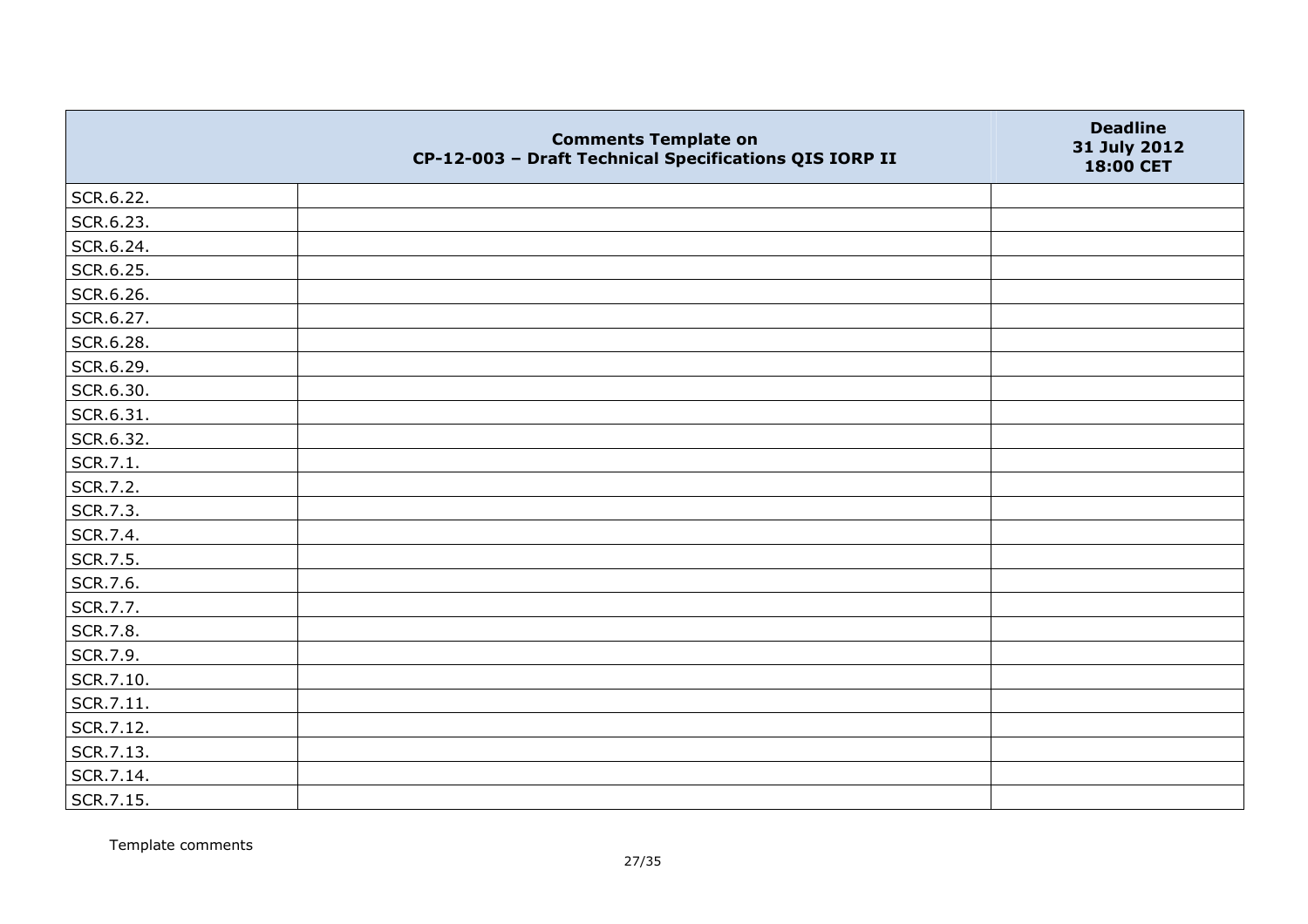| | Comments Template on CP-12-003 – Draft Technical Specifications QIS IORP II | Deadline 31 July 2012 18:00 CET |
|---|---|---|
| SCR.6.22. | | |
| SCR.6.23. | | |
| SCR.6.24. | | |
| SCR.6.25. | | |
| SCR.6.26. | | |
| SCR.6.27. | | |
| SCR.6.28. | | |
| SCR.6.29. | | |
| SCR.6.30. | | |
| SCR.6.31. | | |
| SCR.6.32. | | |
| SCR.7.1. | | |
| SCR.7.2. | | |
| SCR.7.3. | | |
| SCR.7.4. | | |
| SCR.7.5. | | |
| SCR.7.6. | | |
| SCR.7.7. | | |
| SCR.7.8. | | |
| SCR.7.9. | | |
| SCR.7.10. | | |
| SCR.7.11. | | |
| SCR.7.12. | | |
| SCR.7.13. | | |
| SCR.7.14. | | |
| SCR.7.15. | | |

Template comments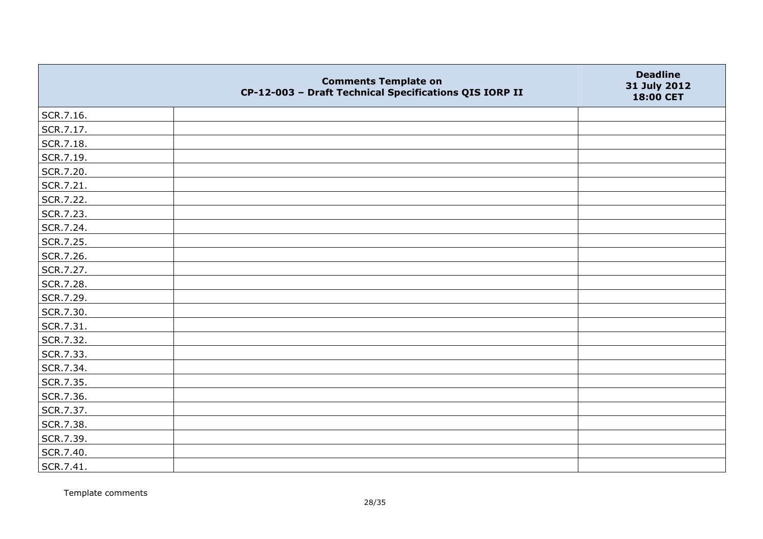| | Comments Template on CP-12-003 – Draft Technical Specifications QIS IORP II | Deadline 31 July 2012 18:00 CET |
|---|---|---|
| SCR.7.16. | | |
| SCR.7.17. | | |
| SCR.7.18. | | |
| SCR.7.19. | | |
| SCR.7.20. | | |
| SCR.7.21. | | |
| SCR.7.22. | | |
| SCR.7.23. | | |
| SCR.7.24. | | |
| SCR.7.25. | | |
| SCR.7.26. | | |
| SCR.7.27. | | |
| SCR.7.28. | | |
| SCR.7.29. | | |
| SCR.7.30. | | |
| SCR.7.31. | | |
| SCR.7.32. | | |
| SCR.7.33. | | |
| SCR.7.34. | | |
| SCR.7.35. | | |
| SCR.7.36. | | |
| SCR.7.37. | | |
| SCR.7.38. | | |
| SCR.7.39. | | |
| SCR.7.40. | | |
| SCR.7.41. | | |

Template comments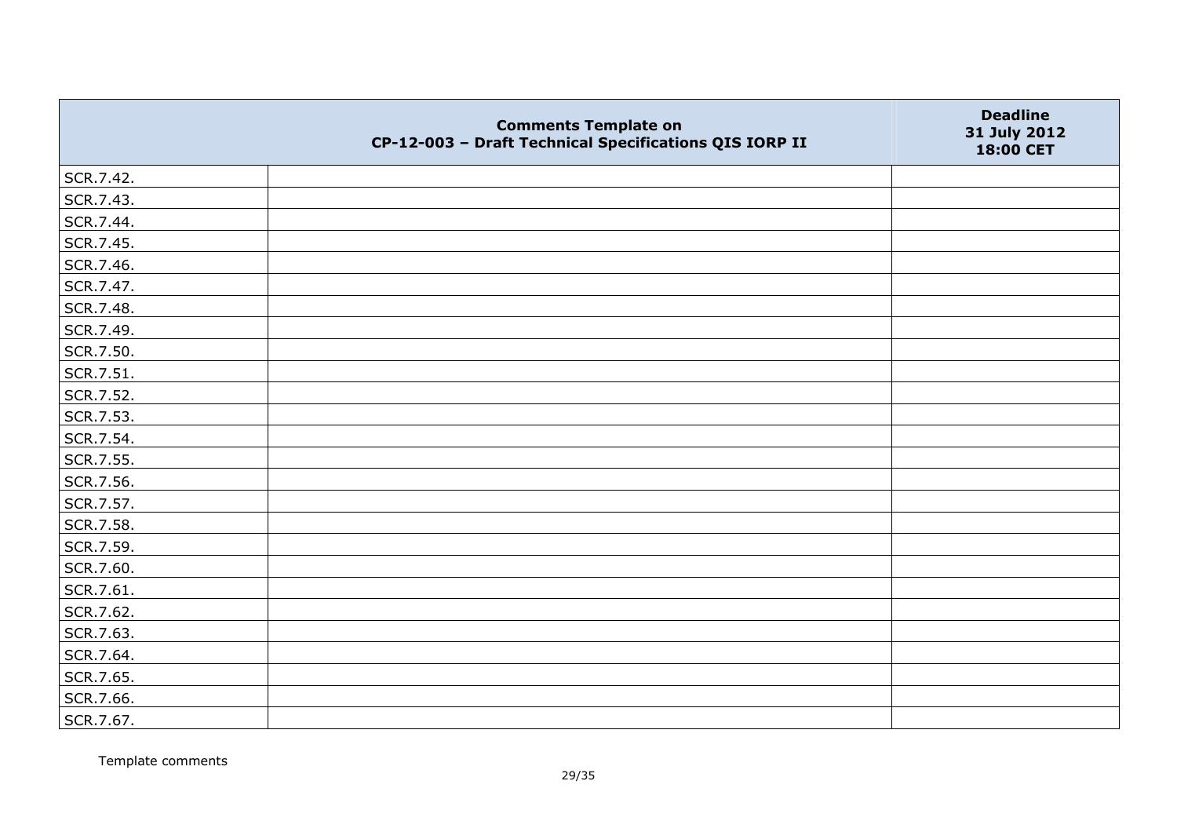|  | Comments Template on CP-12-003 – Draft Technical Specifications QIS IORP II | Deadline 31 July 2012 18:00 CET |
|---|---|---|
| SCR.7.42. |  |  |
| SCR.7.43. |  |  |
| SCR.7.44. |  |  |
| SCR.7.45. |  |  |
| SCR.7.46. |  |  |
| SCR.7.47. |  |  |
| SCR.7.48. |  |  |
| SCR.7.49. |  |  |
| SCR.7.50. |  |  |
| SCR.7.51. |  |  |
| SCR.7.52. |  |  |
| SCR.7.53. |  |  |
| SCR.7.54. |  |  |
| SCR.7.55. |  |  |
| SCR.7.56. |  |  |
| SCR.7.57. |  |  |
| SCR.7.58. |  |  |
| SCR.7.59. |  |  |
| SCR.7.60. |  |  |
| SCR.7.61. |  |  |
| SCR.7.62. |  |  |
| SCR.7.63. |  |  |
| SCR.7.64. |  |  |
| SCR.7.65. |  |  |
| SCR.7.66. |  |  |
| SCR.7.67. |  |  |

Template comments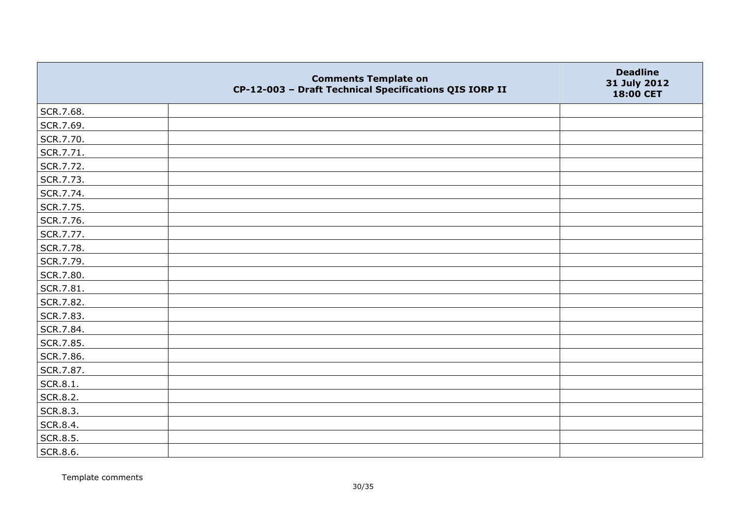|  | Comments Template on CP-12-003 – Draft Technical Specifications QIS IORP II | Deadline 31 July 2012 18:00 CET |
|---|---|---|
| SCR.7.68. |  |  |
| SCR.7.69. |  |  |
| SCR.7.70. |  |  |
| SCR.7.71. |  |  |
| SCR.7.72. |  |  |
| SCR.7.73. |  |  |
| SCR.7.74. |  |  |
| SCR.7.75. |  |  |
| SCR.7.76. |  |  |
| SCR.7.77. |  |  |
| SCR.7.78. |  |  |
| SCR.7.79. |  |  |
| SCR.7.80. |  |  |
| SCR.7.81. |  |  |
| SCR.7.82. |  |  |
| SCR.7.83. |  |  |
| SCR.7.84. |  |  |
| SCR.7.85. |  |  |
| SCR.7.86. |  |  |
| SCR.7.87. |  |  |
| SCR.8.1. |  |  |
| SCR.8.2. |  |  |
| SCR.8.3. |  |  |
| SCR.8.4. |  |  |
| SCR.8.5. |  |  |
| SCR.8.6. |  |  |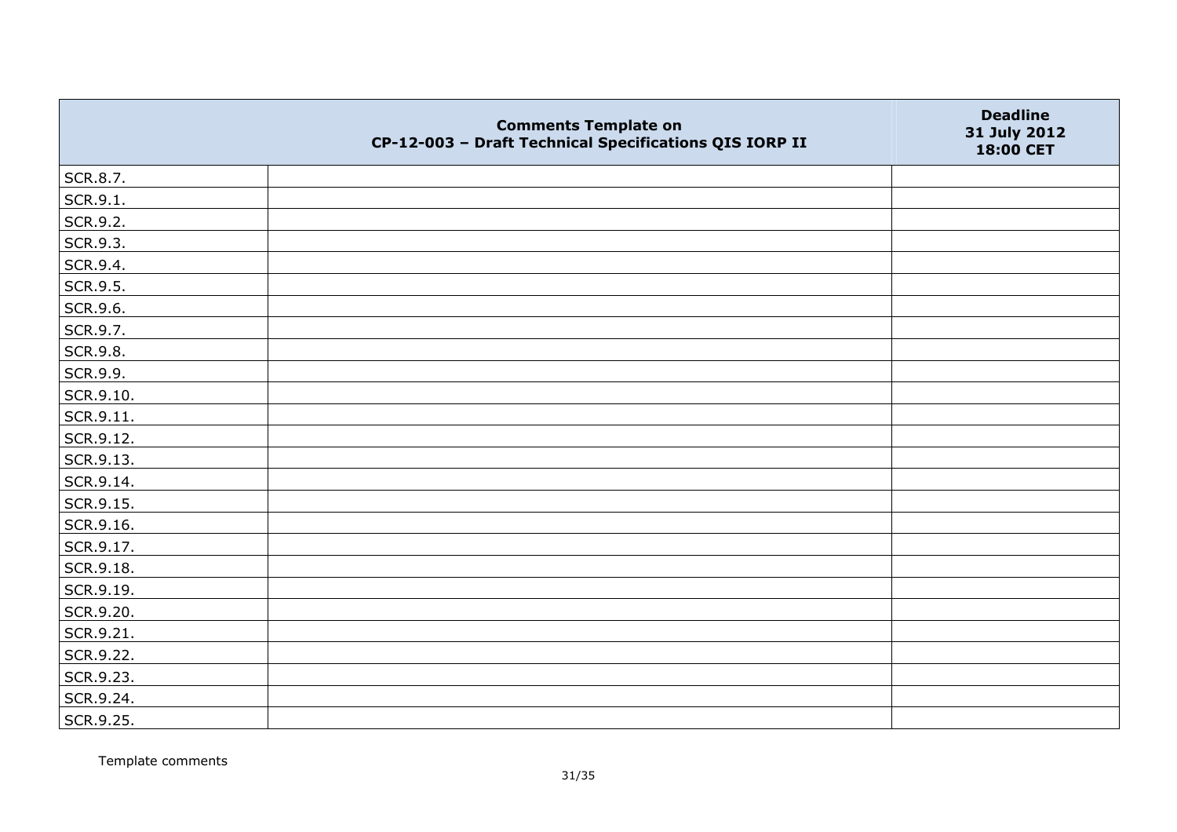| | Comments Template on CP-12-003 – Draft Technical Specifications QIS IORP II | Deadline 31 July 2012 18:00 CET |
|---|---|---|
| SCR.8.7. | | |
| SCR.9.1. | | |
| SCR.9.2. | | |
| SCR.9.3. | | |
| SCR.9.4. | | |
| SCR.9.5. | | |
| SCR.9.6. | | |
| SCR.9.7. | | |
| SCR.9.8. | | |
| SCR.9.9. | | |
| SCR.9.10. | | |
| SCR.9.11. | | |
| SCR.9.12. | | |
| SCR.9.13. | | |
| SCR.9.14. | | |
| SCR.9.15. | | |
| SCR.9.16. | | |
| SCR.9.17. | | |
| SCR.9.18. | | |
| SCR.9.19. | | |
| SCR.9.20. | | |
| SCR.9.21. | | |
| SCR.9.22. | | |
| SCR.9.23. | | |
| SCR.9.24. | | |
| SCR.9.25. | | |

Template comments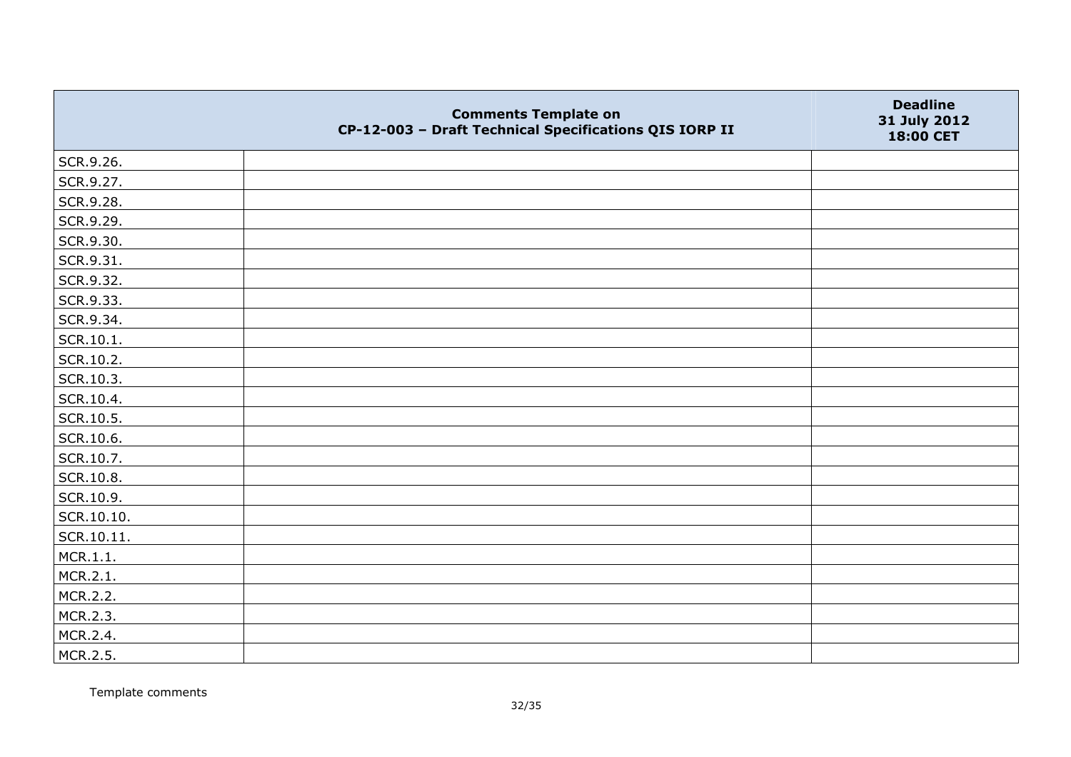| | Comments Template on CP-12-003 – Draft Technical Specifications QIS IORP II | Deadline 31 July 2012 18:00 CET |
|---|---|---|
| SCR.9.26. | | |
| SCR.9.27. | | |
| SCR.9.28. | | |
| SCR.9.29. | | |
| SCR.9.30. | | |
| SCR.9.31. | | |
| SCR.9.32. | | |
| SCR.9.33. | | |
| SCR.9.34. | | |
| SCR.10.1. | | |
| SCR.10.2. | | |
| SCR.10.3. | | |
| SCR.10.4. | | |
| SCR.10.5. | | |
| SCR.10.6. | | |
| SCR.10.7. | | |
| SCR.10.8. | | |
| SCR.10.9. | | |
| SCR.10.10. | | |
| SCR.10.11. | | |
| MCR.1.1. | | |
| MCR.2.1. | | |
| MCR.2.2. | | |
| MCR.2.3. | | |
| MCR.2.4. | | |
| MCR.2.5. | | |

Template comments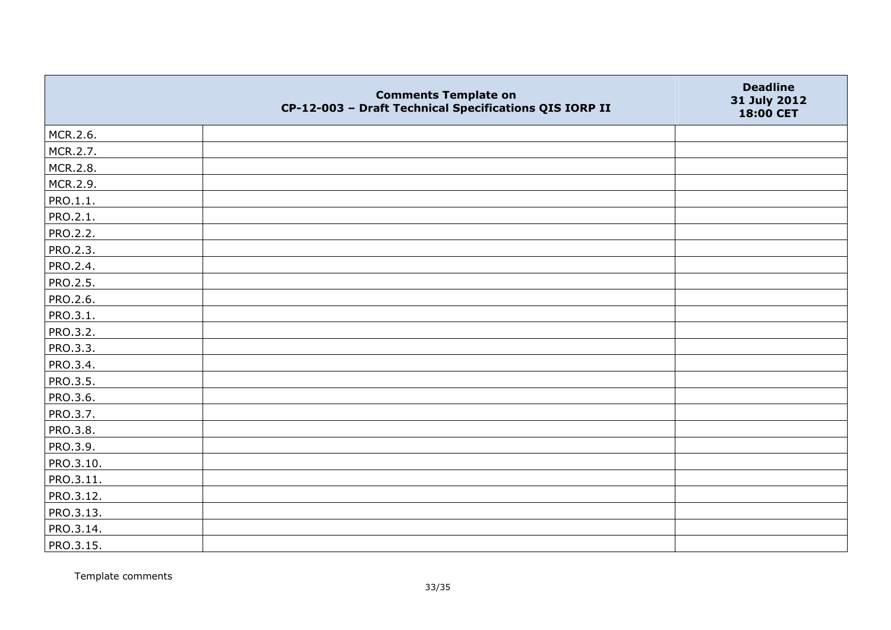|  | **Comments Template on CP-12-003 – Draft Technical Specifications QIS IORP II** | **Deadline 31 July 2012 18:00 CET** |
|---|---|---|
| MCR.2.6. | | |
| MCR.2.7. | | |
| MCR.2.8. | | |
| MCR.2.9. | | |
| PRO.1.1. | | |
| PRO.2.1. | | |
| PRO.2.2. | | |
| PRO.2.3. | | |
| PRO.2.4. | | |
| PRO.2.5. | | |
| PRO.2.6. | | |
| PRO.3.1. | | |
| PRO.3.2. | | |
| PRO.3.3. | | |
| PRO.3.4. | | |
| PRO.3.5. | | |
| PRO.3.6. | | |
| PRO.3.7. | | |
| PRO.3.8. | | |
| PRO.3.9. | | |
| PRO.3.10. | | |
| PRO.3.11. | | |
| PRO.3.12. | | |
| PRO.3.13. | | |
| PRO.3.14. | | |
| PRO.3.15. | | |

Template comments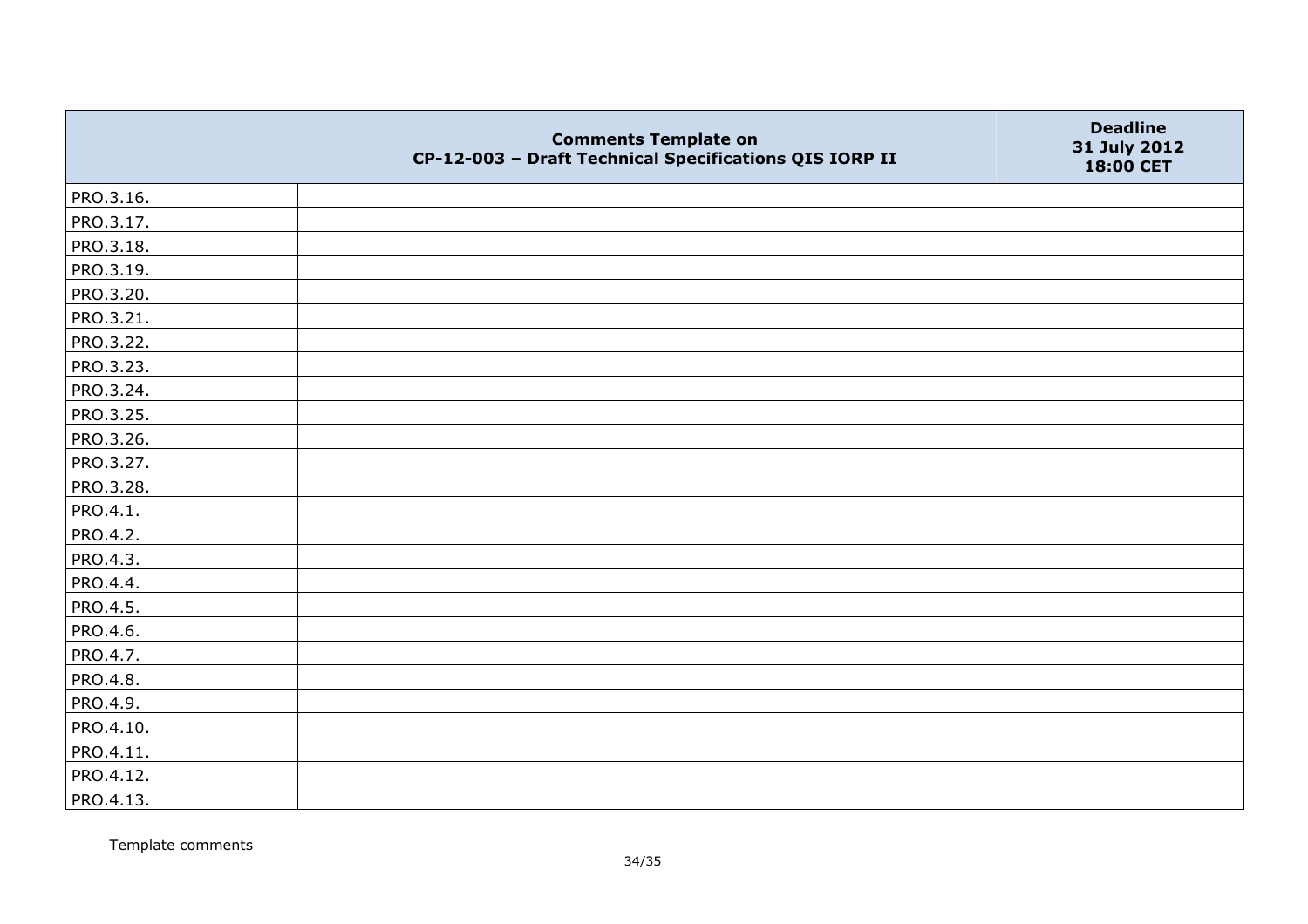|  | Comments Template on<br>CP-12-003 – Draft Technical Specifications QIS IORP II | Deadline<br>31 July 2012<br>18:00 CET |
|---|---|---|
| PRO.3.16. | | |
| PRO.3.17. | | |
| PRO.3.18. | | |
| PRO.3.19. | | |
| PRO.3.20. | | |
| PRO.3.21. | | |
| PRO.3.22. | | |
| PRO.3.23. | | |
| PRO.3.24. | | |
| PRO.3.25. | | |
| PRO.3.26. | | |
| PRO.3.27. | | |
| PRO.3.28. | | |
| PRO.4.1. | | |
| PRO.4.2. | | |
| PRO.4.3. | | |
| PRO.4.4. | | |
| PRO.4.5. | | |
| PRO.4.6. | | |
| PRO.4.7. | | |
| PRO.4.8. | | |
| PRO.4.9. | | |
| PRO.4.10. | | |
| PRO.4.11. | | |
| PRO.4.12. | | |
| PRO.4.13. | | |

Template comments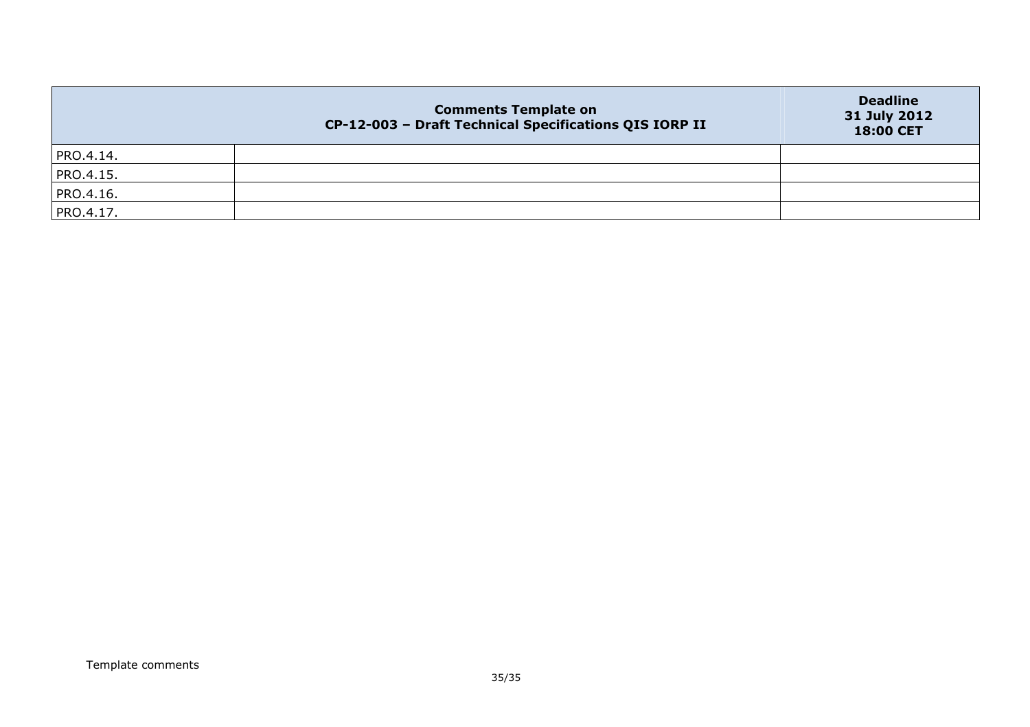| | Comments Template on CP-12-003 – Draft Technical Specifications QIS IORP II | Deadline 31 July 2012 18:00 CET |
|---|---|---|
| PRO.4.14. | | |
| PRO.4.15. | | |
| PRO.4.16. | | |
| PRO.4.17. | | |

Template comments